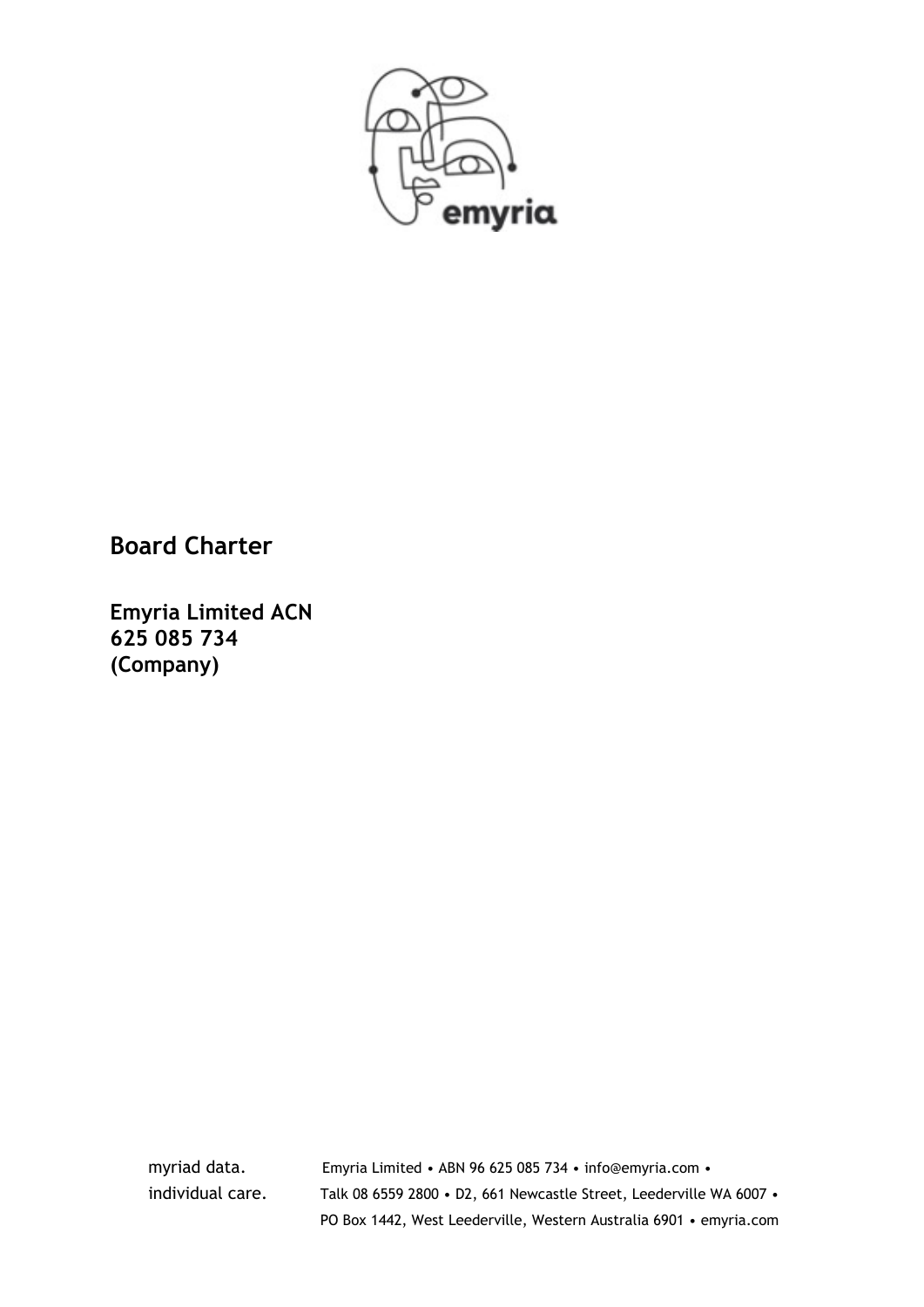# Board Charter

**Emyria Limited ACN 625 085 734 (Company)**

myriad data. individual care.

Emyria Limited • ABN 96 625 085 734 • info@emyria.com • Talk 08 6559 2800 • D2, 661 Newcastle Street, Leederville WA 6007 • PO Box 1442, West Leederville, Western Australia 6901 • emyria.com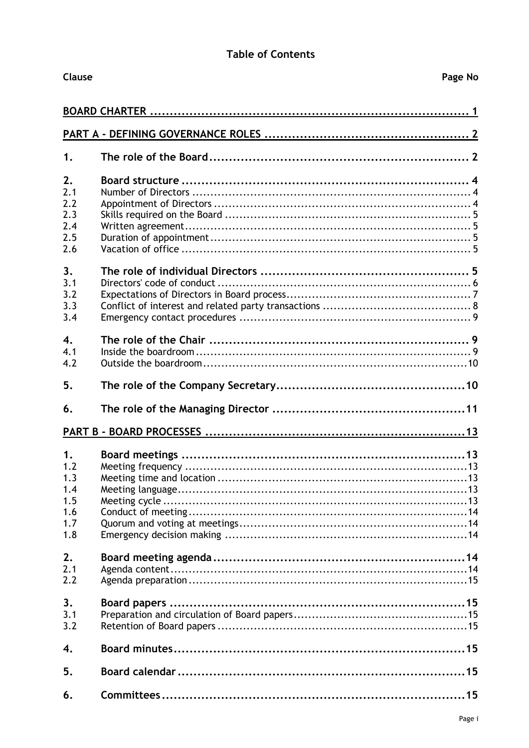## Table of Contents

| Clause | | Page No |
|---|---|---|
| **BOARD CHARTER** | | **1** |
| **PART A - DEFINING GOVERNANCE ROLES** | | **2** |
| **1.** | **The role of the Board** | **2** |
| **2.** | **Board structure** | **4** |
| 2.1 | Number of Directors | 4 |
| 2.2 | Appointment of Directors | 4 |
| 2.3 | Skills required on the Board | 5 |
| 2.4 | Written agreement | 5 |
| 2.5 | Duration of appointment | 5 |
| 2.6 | Vacation of office | 5 |
| **3.** | **The role of individual Directors** | **5** |
| 3.1 | Directors' code of conduct | 6 |
| 3.2 | Expectations of Directors in Board process | 7 |
| 3.3 | Conflict of interest and related party transactions | 8 |
| 3.4 | Emergency contact procedures | 9 |
| **4.** | **The role of the Chair** | **9** |
| 4.1 | Inside the boardroom | 9 |
| 4.2 | Outside the boardroom | 10 |
| **5.** | **The role of the Company Secretary** | **10** |
| **6.** | **The role of the Managing Director** | **11** |
| **PART B - BOARD PROCESSES** | | **13** |
| **1.** | **Board meetings** | **13** |
| 1.2 | Meeting frequency | 13 |
| 1.3 | Meeting time and location | 13 |
| 1.4 | Meeting language | 13 |
| 1.5 | Meeting cycle | 13 |
| 1.6 | Conduct of meeting | 14 |
| 1.7 | Quorum and voting at meetings | 14 |
| 1.8 | Emergency decision making | 14 |
| **2.** | **Board meeting agenda** | **14** |
| 2.1 | Agenda content | 14 |
| 2.2 | Agenda preparation | 15 |
| **3.** | **Board papers** | **15** |
| 3.1 | Preparation and circulation of Board papers | 15 |
| 3.2 | Retention of Board papers | 15 |
| **4.** | **Board minutes** | **15** |
| **5.** | **Board calendar** | **15** |
| **6.** | **Committees** | **15** |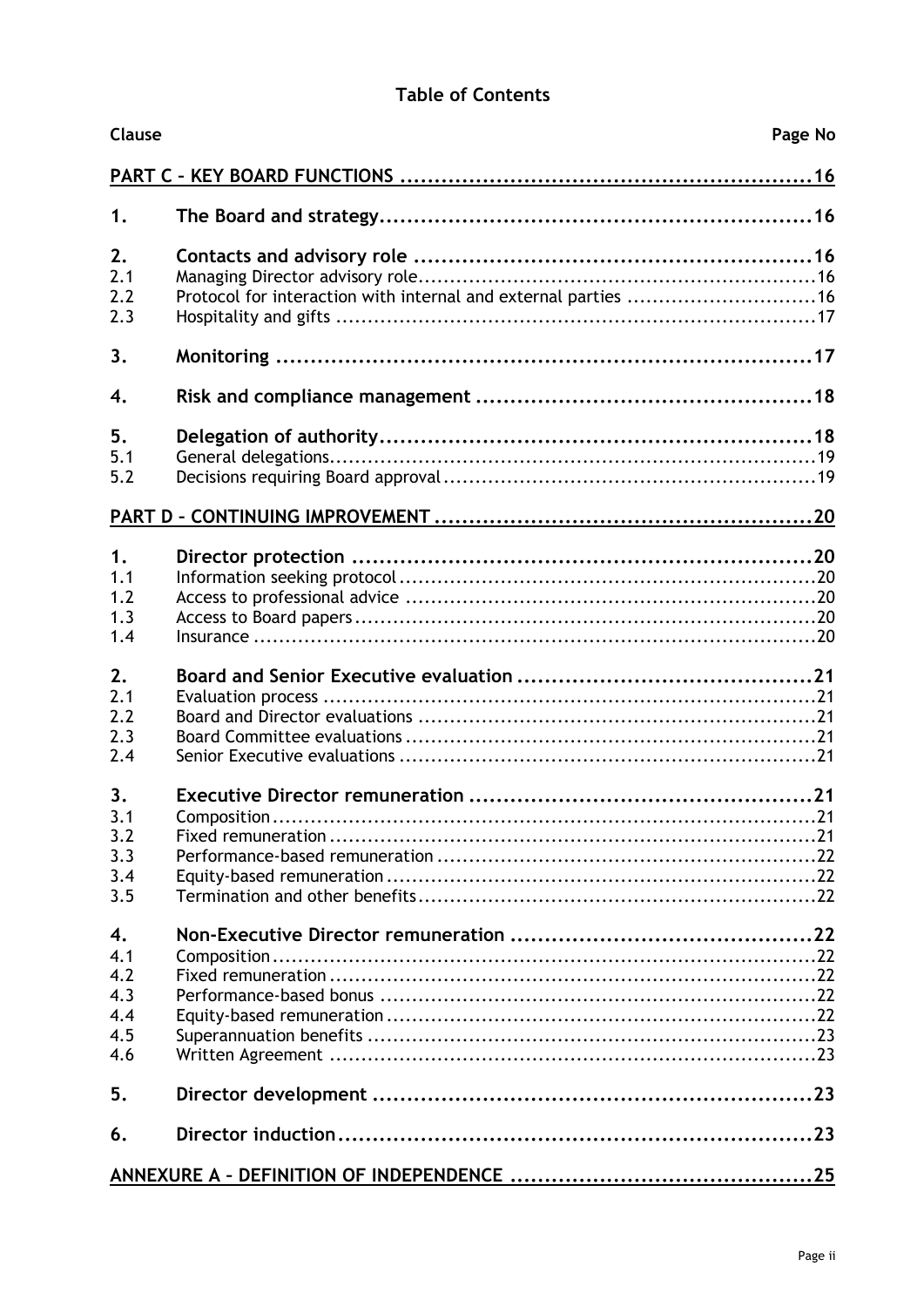## Table of Contents

| Clause | | Page No |
|---|---|---|
| **PART C – KEY BOARD FUNCTIONS** | | **16** |
| **1.** | **The Board and strategy** | **16** |
| **2.** | **Contacts and advisory role** | **16** |
| 2.1 | Managing Director advisory role | 16 |
| 2.2 | Protocol for interaction with internal and external parties | 16 |
| 2.3 | Hospitality and gifts | 17 |
| **3.** | **Monitoring** | **17** |
| **4.** | **Risk and compliance management** | **18** |
| **5.** | **Delegation of authority** | **18** |
| 5.1 | General delegations | 19 |
| 5.2 | Decisions requiring Board approval | 19 |
| **PART D – CONTINUING IMPROVEMENT** | | **20** |
| **1.** | **Director protection** | **20** |
| 1.1 | Information seeking protocol | 20 |
| 1.2 | Access to professional advice | 20 |
| 1.3 | Access to Board papers | 20 |
| 1.4 | Insurance | 20 |
| **2.** | **Board and Senior Executive evaluation** | **21** |
| 2.1 | Evaluation process | 21 |
| 2.2 | Board and Director evaluations | 21 |
| 2.3 | Board Committee evaluations | 21 |
| 2.4 | Senior Executive evaluations | 21 |
| **3.** | **Executive Director remuneration** | **21** |
| 3.1 | Composition | 21 |
| 3.2 | Fixed remuneration | 21 |
| 3.3 | Performance-based remuneration | 22 |
| 3.4 | Equity-based remuneration | 22 |
| 3.5 | Termination and other benefits | 22 |
| **4.** | **Non-Executive Director remuneration** | **22** |
| 4.1 | Composition | 22 |
| 4.2 | Fixed remuneration | 22 |
| 4.3 | Performance-based bonus | 22 |
| 4.4 | Equity-based remuneration | 22 |
| 4.5 | Superannuation benefits | 23 |
| 4.6 | Written Agreement | 23 |
| **5.** | **Director development** | **23** |
| **6.** | **Director induction** | **23** |
| **ANNEXURE A – DEFINITION OF INDEPENDENCE** | | **25** |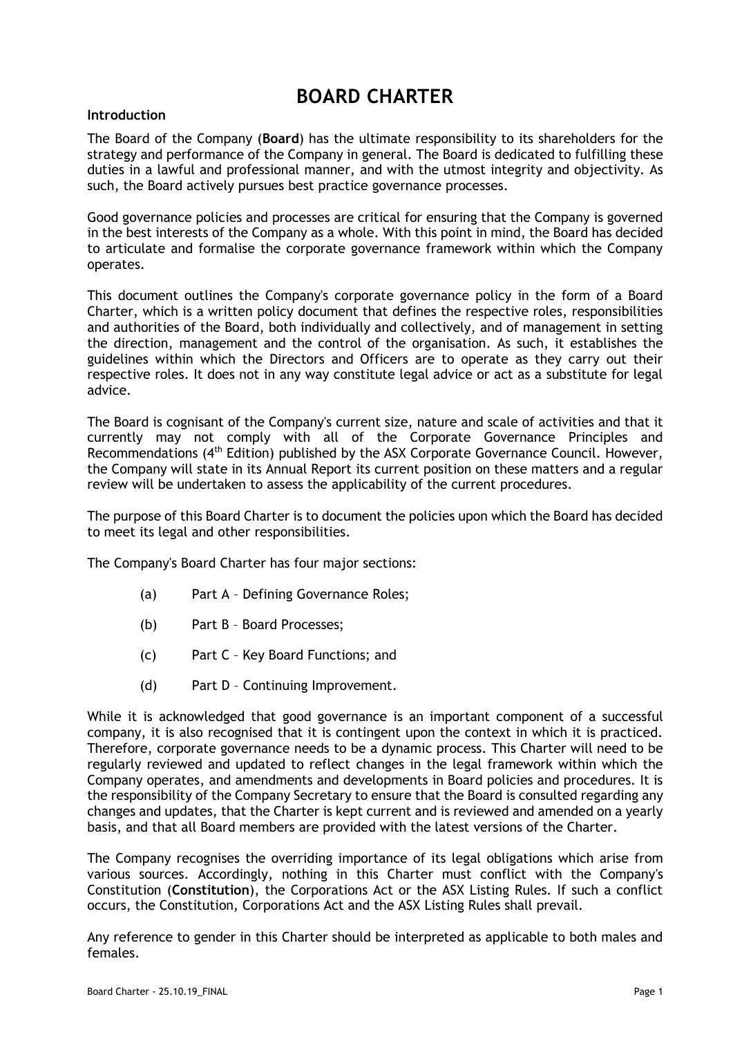# BOARD CHARTER

**Introduction**

The Board of the Company (**Board**) has the ultimate responsibility to its shareholders for the strategy and performance of the Company in general. The Board is dedicated to fulfilling these duties in a lawful and professional manner, and with the utmost integrity and objectivity. As such, the Board actively pursues best practice governance processes.

Good governance policies and processes are critical for ensuring that the Company is governed in the best interests of the Company as a whole. With this point in mind, the Board has decided to articulate and formalise the corporate governance framework within which the Company operates.

This document outlines the Company's corporate governance policy in the form of a Board Charter, which is a written policy document that defines the respective roles, responsibilities and authorities of the Board, both individually and collectively, and of management in setting the direction, management and the control of the organisation. As such, it establishes the guidelines within which the Directors and Officers are to operate as they carry out their respective roles. It does not in any way constitute legal advice or act as a substitute for legal advice.

The Board is cognisant of the Company's current size, nature and scale of activities and that it currently may not comply with all of the Corporate Governance Principles and Recommendations (4th Edition) published by the ASX Corporate Governance Council. However, the Company will state in its Annual Report its current position on these matters and a regular review will be undertaken to assess the applicability of the current procedures.

The purpose of this Board Charter is to document the policies upon which the Board has decided to meet its legal and other responsibilities.

The Company's Board Charter has four major sections:

(a) Part A – Defining Governance Roles;

(b) Part B – Board Processes;

(c) Part C – Key Board Functions; and

(d) Part D – Continuing Improvement.

While it is acknowledged that good governance is an important component of a successful company, it is also recognised that it is contingent upon the context in which it is practiced. Therefore, corporate governance needs to be a dynamic process. This Charter will need to be regularly reviewed and updated to reflect changes in the legal framework within which the Company operates, and amendments and developments in Board policies and procedures. It is the responsibility of the Company Secretary to ensure that the Board is consulted regarding any changes and updates, that the Charter is kept current and is reviewed and amended on a yearly basis, and that all Board members are provided with the latest versions of the Charter.

The Company recognises the overriding importance of its legal obligations which arise from various sources. Accordingly, nothing in this Charter must conflict with the Company's Constitution (**Constitution**), the Corporations Act or the ASX Listing Rules. If such a conflict occurs, the Constitution, Corporations Act and the ASX Listing Rules shall prevail.

Any reference to gender in this Charter should be interpreted as applicable to both males and females.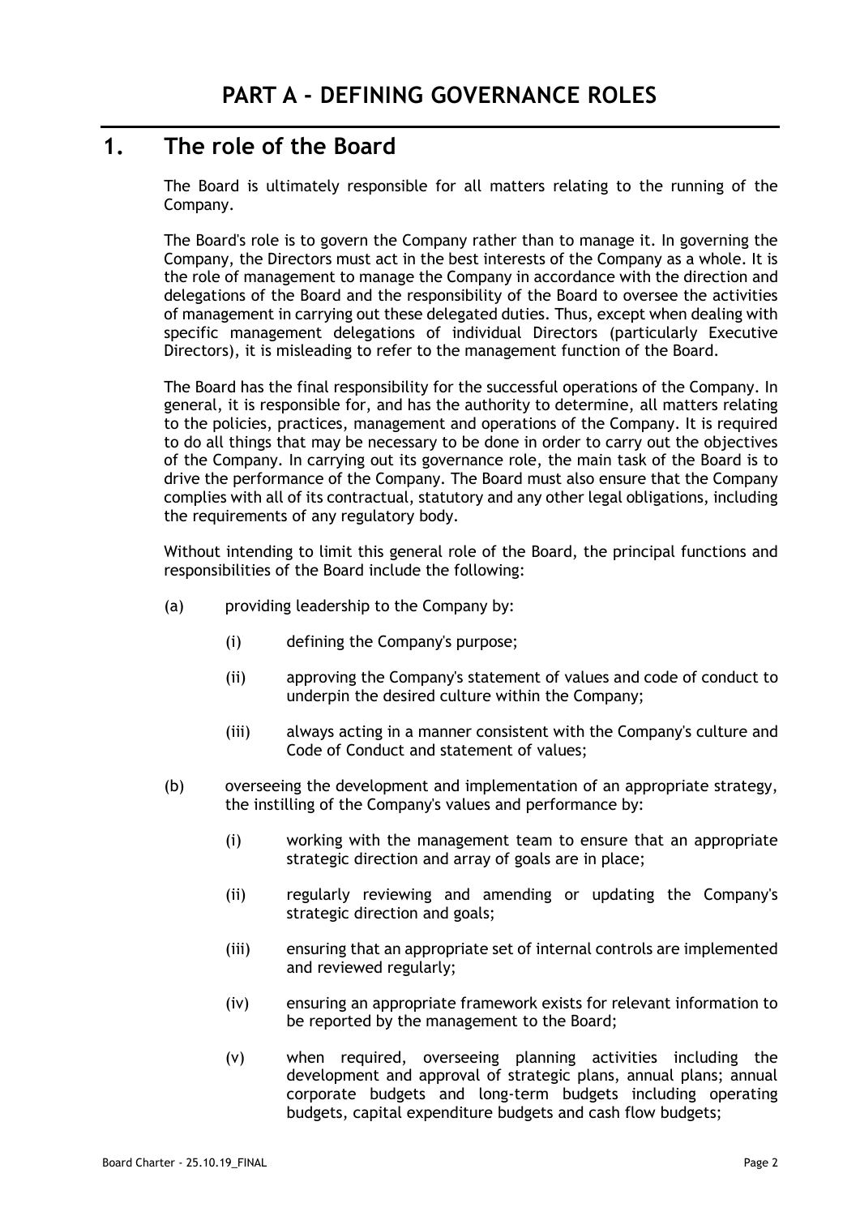# PART A - DEFINING GOVERNANCE ROLES

## 1. The role of the Board

The Board is ultimately responsible for all matters relating to the running of the Company.

The Board's role is to govern the Company rather than to manage it. In governing the Company, the Directors must act in the best interests of the Company as a whole. It is the role of management to manage the Company in accordance with the direction and delegations of the Board and the responsibility of the Board to oversee the activities of management in carrying out these delegated duties. Thus, except when dealing with specific management delegations of individual Directors (particularly Executive Directors), it is misleading to refer to the management function of the Board.

The Board has the final responsibility for the successful operations of the Company. In general, it is responsible for, and has the authority to determine, all matters relating to the policies, practices, management and operations of the Company. It is required to do all things that may be necessary to be done in order to carry out the objectives of the Company. In carrying out its governance role, the main task of the Board is to drive the performance of the Company. The Board must also ensure that the Company complies with all of its contractual, statutory and any other legal obligations, including the requirements of any regulatory body.

Without intending to limit this general role of the Board, the principal functions and responsibilities of the Board include the following:

(a) providing leadership to the Company by:

  (i) defining the Company's purpose;

  (ii) approving the Company's statement of values and code of conduct to underpin the desired culture within the Company;

  (iii) always acting in a manner consistent with the Company's culture and Code of Conduct and statement of values;

(b) overseeing the development and implementation of an appropriate strategy, the instilling of the Company's values and performance by:

  (i) working with the management team to ensure that an appropriate strategic direction and array of goals are in place;

  (ii) regularly reviewing and amending or updating the Company's strategic direction and goals;

  (iii) ensuring that an appropriate set of internal controls are implemented and reviewed regularly;

  (iv) ensuring an appropriate framework exists for relevant information to be reported by the management to the Board;

  (v) when required, overseeing planning activities including the development and approval of strategic plans, annual plans; annual corporate budgets and long-term budgets including operating budgets, capital expenditure budgets and cash flow budgets;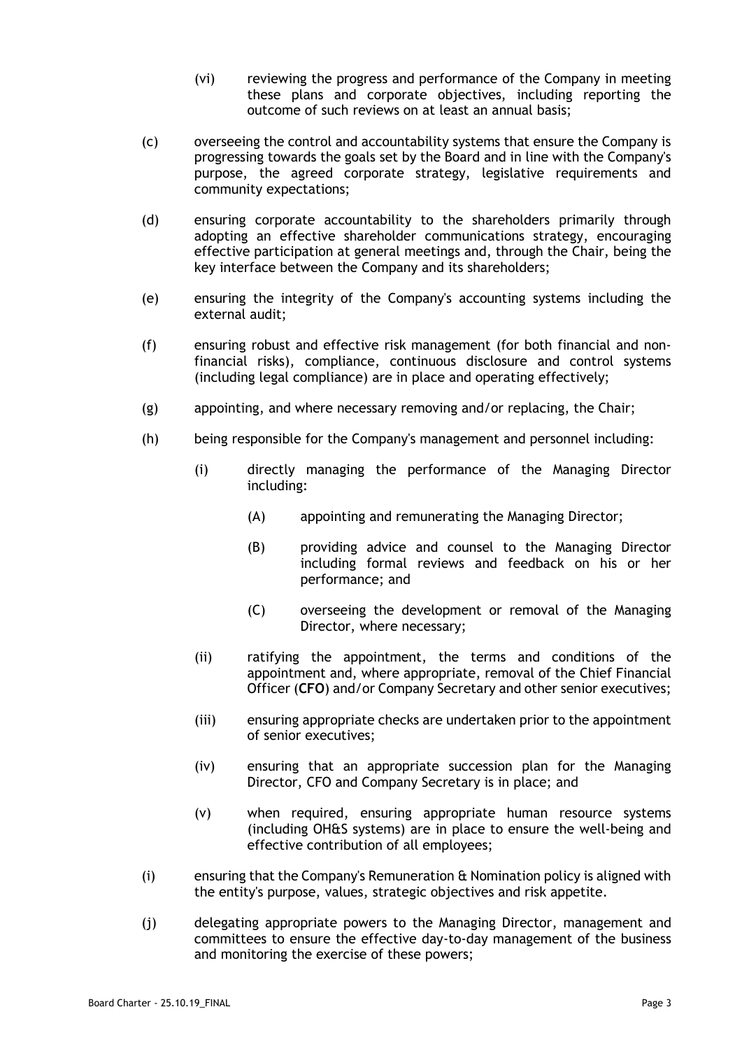(vi) reviewing the progress and performance of the Company in meeting these plans and corporate objectives, including reporting the outcome of such reviews on at least an annual basis;

(c) overseeing the control and accountability systems that ensure the Company is progressing towards the goals set by the Board and in line with the Company's purpose, the agreed corporate strategy, legislative requirements and community expectations;

(d) ensuring corporate accountability to the shareholders primarily through adopting an effective shareholder communications strategy, encouraging effective participation at general meetings and, through the Chair, being the key interface between the Company and its shareholders;

(e) ensuring the integrity of the Company's accounting systems including the external audit;

(f) ensuring robust and effective risk management (for both financial and non-financial risks), compliance, continuous disclosure and control systems (including legal compliance) are in place and operating effectively;

(g) appointing, and where necessary removing and/or replacing, the Chair;

(h) being responsible for the Company's management and personnel including:

  (i) directly managing the performance of the Managing Director including:

    (A) appointing and remunerating the Managing Director;

    (B) providing advice and counsel to the Managing Director including formal reviews and feedback on his or her performance; and

    (C) overseeing the development or removal of the Managing Director, where necessary;

  (ii) ratifying the appointment, the terms and conditions of the appointment and, where appropriate, removal of the Chief Financial Officer (**CFO**) and/or Company Secretary and other senior executives;

  (iii) ensuring appropriate checks are undertaken prior to the appointment of senior executives;

  (iv) ensuring that an appropriate succession plan for the Managing Director, CFO and Company Secretary is in place; and

  (v) when required, ensuring appropriate human resource systems (including OH&S systems) are in place to ensure the well-being and effective contribution of all employees;

(i) ensuring that the Company's Remuneration & Nomination policy is aligned with the entity's purpose, values, strategic objectives and risk appetite.

(j) delegating appropriate powers to the Managing Director, management and committees to ensure the effective day-to-day management of the business and monitoring the exercise of these powers;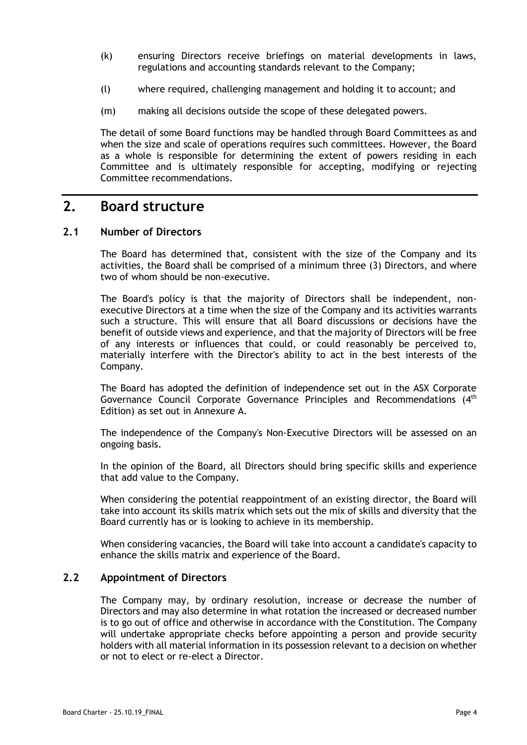(k) ensuring Directors receive briefings on material developments in laws, regulations and accounting standards relevant to the Company;

(l) where required, challenging management and holding it to account; and

(m) making all decisions outside the scope of these delegated powers.

The detail of some Board functions may be handled through Board Committees as and when the size and scale of operations requires such committees. However, the Board as a whole is responsible for determining the extent of powers residing in each Committee and is ultimately responsible for accepting, modifying or rejecting Committee recommendations.

# 2. Board structure

## 2.1 Number of Directors

The Board has determined that, consistent with the size of the Company and its activities, the Board shall be comprised of a minimum three (3) Directors, and where two of whom should be non-executive.

The Board's policy is that the majority of Directors shall be independent, non-executive Directors at a time when the size of the Company and its activities warrants such a structure. This will ensure that all Board discussions or decisions have the benefit of outside views and experience, and that the majority of Directors will be free of any interests or influences that could, or could reasonably be perceived to, materially interfere with the Director's ability to act in the best interests of the Company.

The Board has adopted the definition of independence set out in the ASX Corporate Governance Council Corporate Governance Principles and Recommendations (4th Edition) as set out in Annexure A.

The independence of the Company's Non-Executive Directors will be assessed on an ongoing basis.

In the opinion of the Board, all Directors should bring specific skills and experience that add value to the Company.

When considering the potential reappointment of an existing director, the Board will take into account its skills matrix which sets out the mix of skills and diversity that the Board currently has or is looking to achieve in its membership.

When considering vacancies, the Board will take into account a candidate's capacity to enhance the skills matrix and experience of the Board.

## 2.2 Appointment of Directors

The Company may, by ordinary resolution, increase or decrease the number of Directors and may also determine in what rotation the increased or decreased number is to go out of office and otherwise in accordance with the Constitution. The Company will undertake appropriate checks before appointing a person and provide security holders with all material information in its possession relevant to a decision on whether or not to elect or re-elect a Director.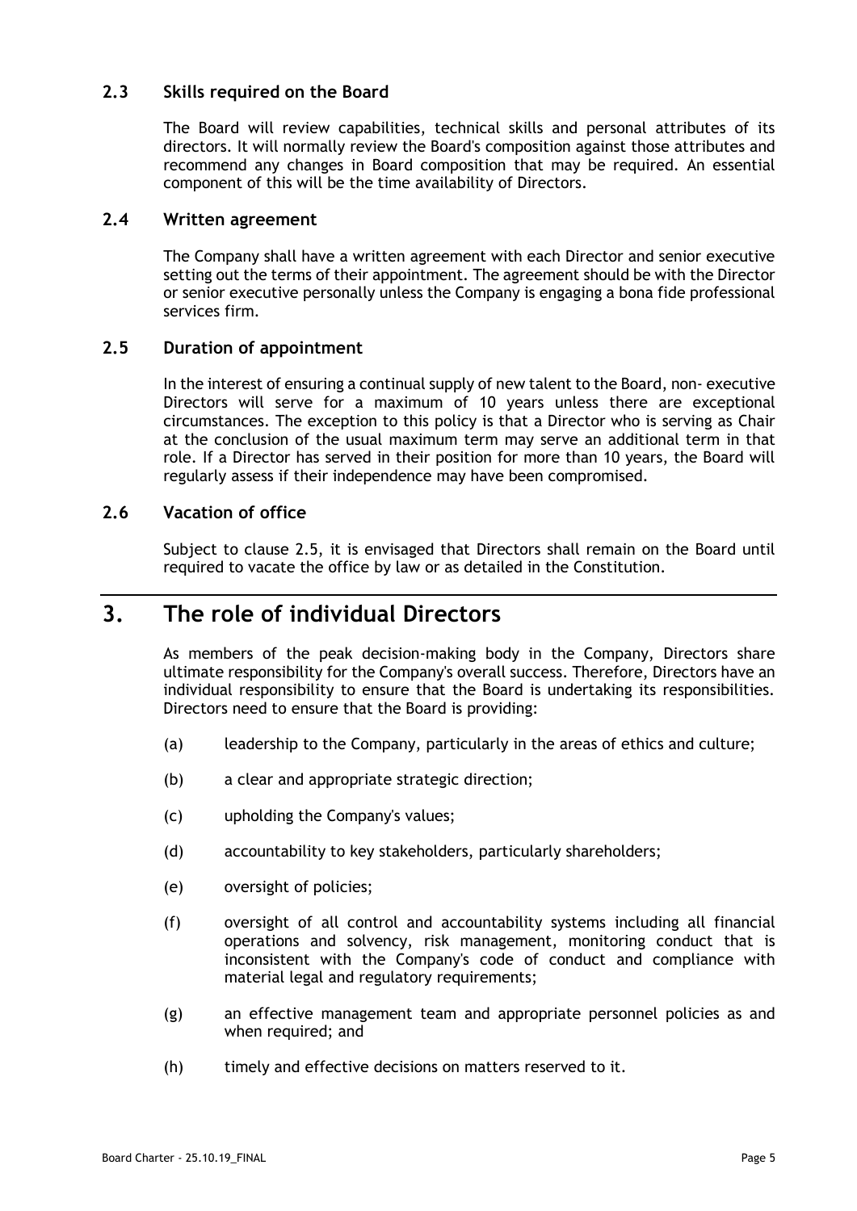### 2.3 Skills required on the Board

The Board will review capabilities, technical skills and personal attributes of its directors. It will normally review the Board's composition against those attributes and recommend any changes in Board composition that may be required. An essential component of this will be the time availability of Directors.

### 2.4 Written agreement

The Company shall have a written agreement with each Director and senior executive setting out the terms of their appointment. The agreement should be with the Director or senior executive personally unless the Company is engaging a bona fide professional services firm.

### 2.5 Duration of appointment

In the interest of ensuring a continual supply of new talent to the Board, non- executive Directors will serve for a maximum of 10 years unless there are exceptional circumstances. The exception to this policy is that a Director who is serving as Chair at the conclusion of the usual maximum term may serve an additional term in that role. If a Director has served in their position for more than 10 years, the Board will regularly assess if their independence may have been compromised.

### 2.6 Vacation of office

Subject to clause 2.5, it is envisaged that Directors shall remain on the Board until required to vacate the office by law or as detailed in the Constitution.

## 3. The role of individual Directors

As members of the peak decision-making body in the Company, Directors share ultimate responsibility for the Company's overall success. Therefore, Directors have an individual responsibility to ensure that the Board is undertaking its responsibilities. Directors need to ensure that the Board is providing:

(a) leadership to the Company, particularly in the areas of ethics and culture;

(b) a clear and appropriate strategic direction;

(c) upholding the Company's values;

(d) accountability to key stakeholders, particularly shareholders;

(e) oversight of policies;

(f) oversight of all control and accountability systems including all financial operations and solvency, risk management, monitoring conduct that is inconsistent with the Company's code of conduct and compliance with material legal and regulatory requirements;

(g) an effective management team and appropriate personnel policies as and when required; and

(h) timely and effective decisions on matters reserved to it.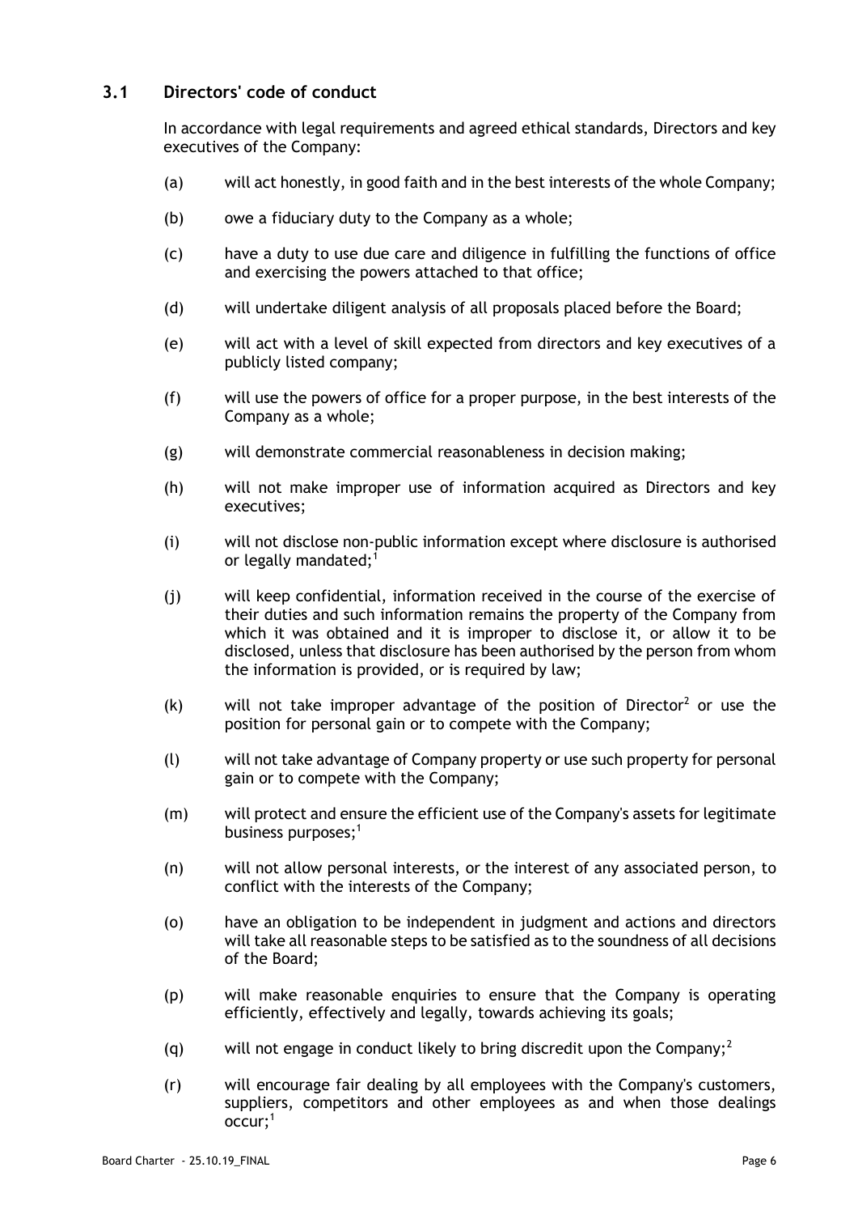## 3.1 Directors' code of conduct

In accordance with legal requirements and agreed ethical standards, Directors and key executives of the Company:

(a) will act honestly, in good faith and in the best interests of the whole Company;

(b) owe a fiduciary duty to the Company as a whole;

(c) have a duty to use due care and diligence in fulfilling the functions of office and exercising the powers attached to that office;

(d) will undertake diligent analysis of all proposals placed before the Board;

(e) will act with a level of skill expected from directors and key executives of a publicly listed company;

(f) will use the powers of office for a proper purpose, in the best interests of the Company as a whole;

(g) will demonstrate commercial reasonableness in decision making;

(h) will not make improper use of information acquired as Directors and key executives;

(i) will not disclose non-public information except where disclosure is authorised or legally mandated;[1]

(j) will keep confidential, information received in the course of the exercise of their duties and such information remains the property of the Company from which it was obtained and it is improper to disclose it, or allow it to be disclosed, unless that disclosure has been authorised by the person from whom the information is provided, or is required by law;

(k) will not take improper advantage of the position of Director[2] or use the position for personal gain or to compete with the Company;

(l) will not take advantage of Company property or use such property for personal gain or to compete with the Company;

(m) will protect and ensure the efficient use of the Company's assets for legitimate business purposes;[1]

(n) will not allow personal interests, or the interest of any associated person, to conflict with the interests of the Company;

(o) have an obligation to be independent in judgment and actions and directors will take all reasonable steps to be satisfied as to the soundness of all decisions of the Board;

(p) will make reasonable enquiries to ensure that the Company is operating efficiently, effectively and legally, towards achieving its goals;

(q) will not engage in conduct likely to bring discredit upon the Company;[2]

(r) will encourage fair dealing by all employees with the Company's customers, suppliers, competitors and other employees as and when those dealings occur;[1]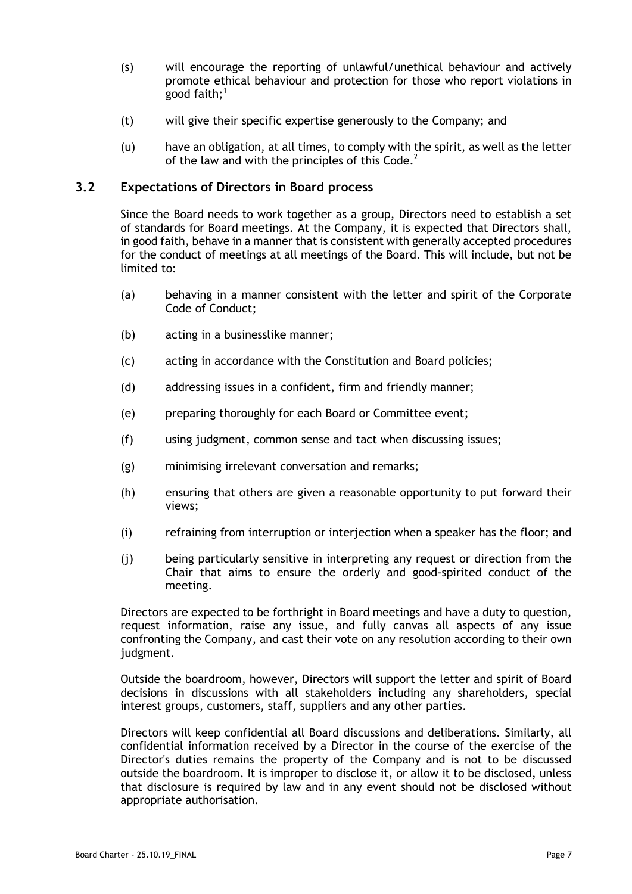(s) will encourage the reporting of unlawful/unethical behaviour and actively promote ethical behaviour and protection for those who report violations in good faith;[1]

(t) will give their specific expertise generously to the Company; and

(u) have an obligation, at all times, to comply with the spirit, as well as the letter of the law and with the principles of this Code.[2]

## 3.2 Expectations of Directors in Board process

Since the Board needs to work together as a group, Directors need to establish a set of standards for Board meetings. At the Company, it is expected that Directors shall, in good faith, behave in a manner that is consistent with generally accepted procedures for the conduct of meetings at all meetings of the Board. This will include, but not be limited to:

(a) behaving in a manner consistent with the letter and spirit of the Corporate Code of Conduct;

(b) acting in a businesslike manner;

(c) acting in accordance with the Constitution and Board policies;

(d) addressing issues in a confident, firm and friendly manner;

(e) preparing thoroughly for each Board or Committee event;

(f) using judgment, common sense and tact when discussing issues;

(g) minimising irrelevant conversation and remarks;

(h) ensuring that others are given a reasonable opportunity to put forward their views;

(i) refraining from interruption or interjection when a speaker has the floor; and

(j) being particularly sensitive in interpreting any request or direction from the Chair that aims to ensure the orderly and good-spirited conduct of the meeting.

Directors are expected to be forthright in Board meetings and have a duty to question, request information, raise any issue, and fully canvas all aspects of any issue confronting the Company, and cast their vote on any resolution according to their own judgment.

Outside the boardroom, however, Directors will support the letter and spirit of Board decisions in discussions with all stakeholders including any shareholders, special interest groups, customers, staff, suppliers and any other parties.

Directors will keep confidential all Board discussions and deliberations. Similarly, all confidential information received by a Director in the course of the exercise of the Director's duties remains the property of the Company and is not to be discussed outside the boardroom. It is improper to disclose it, or allow it to be disclosed, unless that disclosure is required by law and in any event should not be disclosed without appropriate authorisation.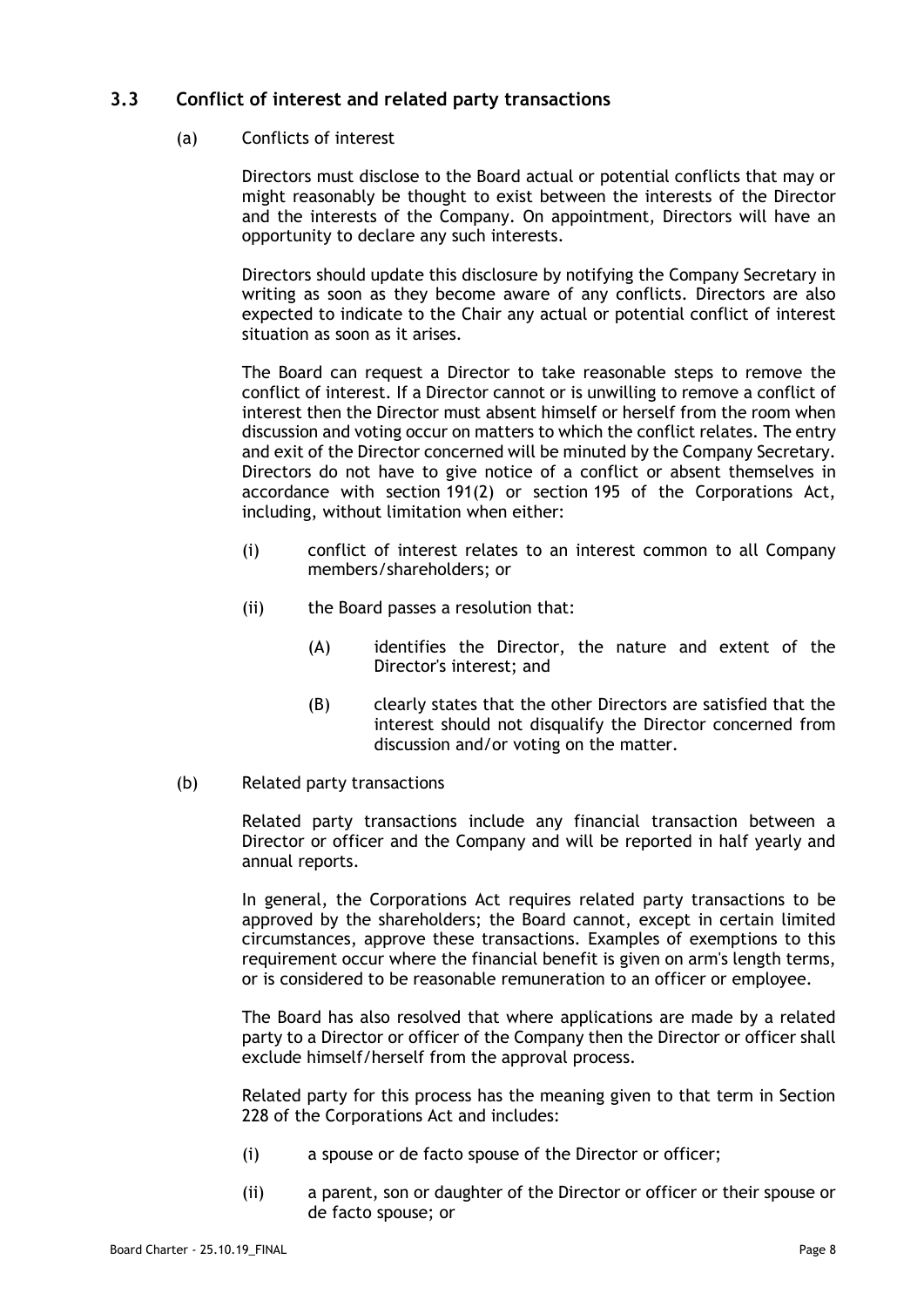## 3.3 Conflict of interest and related party transactions

(a) Conflicts of interest

Directors must disclose to the Board actual or potential conflicts that may or might reasonably be thought to exist between the interests of the Director and the interests of the Company. On appointment, Directors will have an opportunity to declare any such interests.

Directors should update this disclosure by notifying the Company Secretary in writing as soon as they become aware of any conflicts. Directors are also expected to indicate to the Chair any actual or potential conflict of interest situation as soon as it arises.

The Board can request a Director to take reasonable steps to remove the conflict of interest. If a Director cannot or is unwilling to remove a conflict of interest then the Director must absent himself or herself from the room when discussion and voting occur on matters to which the conflict relates. The entry and exit of the Director concerned will be minuted by the Company Secretary. Directors do not have to give notice of a conflict or absent themselves in accordance with section 191(2) or section 195 of the Corporations Act, including, without limitation when either:

(i) conflict of interest relates to an interest common to all Company members/shareholders; or

(ii) the Board passes a resolution that:

(A) identifies the Director, the nature and extent of the Director's interest; and

(B) clearly states that the other Directors are satisfied that the interest should not disqualify the Director concerned from discussion and/or voting on the matter.

(b) Related party transactions

Related party transactions include any financial transaction between a Director or officer and the Company and will be reported in half yearly and annual reports.

In general, the Corporations Act requires related party transactions to be approved by the shareholders; the Board cannot, except in certain limited circumstances, approve these transactions. Examples of exemptions to this requirement occur where the financial benefit is given on arm's length terms, or is considered to be reasonable remuneration to an officer or employee.

The Board has also resolved that where applications are made by a related party to a Director or officer of the Company then the Director or officer shall exclude himself/herself from the approval process.

Related party for this process has the meaning given to that term in Section 228 of the Corporations Act and includes:

(i) a spouse or de facto spouse of the Director or officer;

(ii) a parent, son or daughter of the Director or officer or their spouse or de facto spouse; or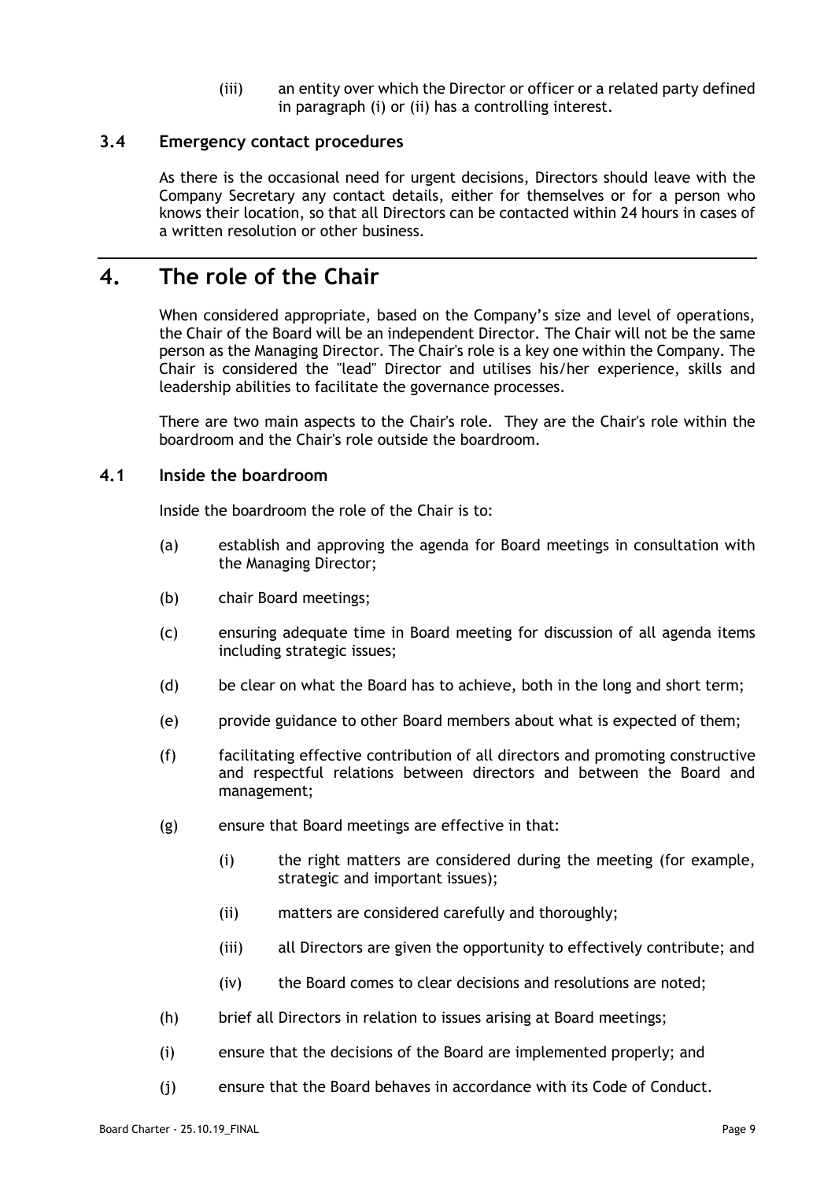(iii) an entity over which the Director or officer or a related party defined in paragraph (i) or (ii) has a controlling interest.

### 3.4 Emergency contact procedures

As there is the occasional need for urgent decisions, Directors should leave with the Company Secretary any contact details, either for themselves or for a person who knows their location, so that all Directors can be contacted within 24 hours in cases of a written resolution or other business.

## 4. The role of the Chair

When considered appropriate, based on the Company's size and level of operations, the Chair of the Board will be an independent Director. The Chair will not be the same person as the Managing Director. The Chair's role is a key one within the Company. The Chair is considered the "lead" Director and utilises his/her experience, skills and leadership abilities to facilitate the governance processes.

There are two main aspects to the Chair's role. They are the Chair's role within the boardroom and the Chair's role outside the boardroom.

### 4.1 Inside the boardroom

Inside the boardroom the role of the Chair is to:

(a) establish and approving the agenda for Board meetings in consultation with the Managing Director;

(b) chair Board meetings;

(c) ensuring adequate time in Board meeting for discussion of all agenda items including strategic issues;

(d) be clear on what the Board has to achieve, both in the long and short term;

(e) provide guidance to other Board members about what is expected of them;

(f) facilitating effective contribution of all directors and promoting constructive and respectful relations between directors and between the Board and management;

(g) ensure that Board meetings are effective in that:

- (i) the right matters are considered during the meeting (for example, strategic and important issues);
- (ii) matters are considered carefully and thoroughly;
- (iii) all Directors are given the opportunity to effectively contribute; and
- (iv) the Board comes to clear decisions and resolutions are noted;

(h) brief all Directors in relation to issues arising at Board meetings;

(i) ensure that the decisions of the Board are implemented properly; and

(j) ensure that the Board behaves in accordance with its Code of Conduct.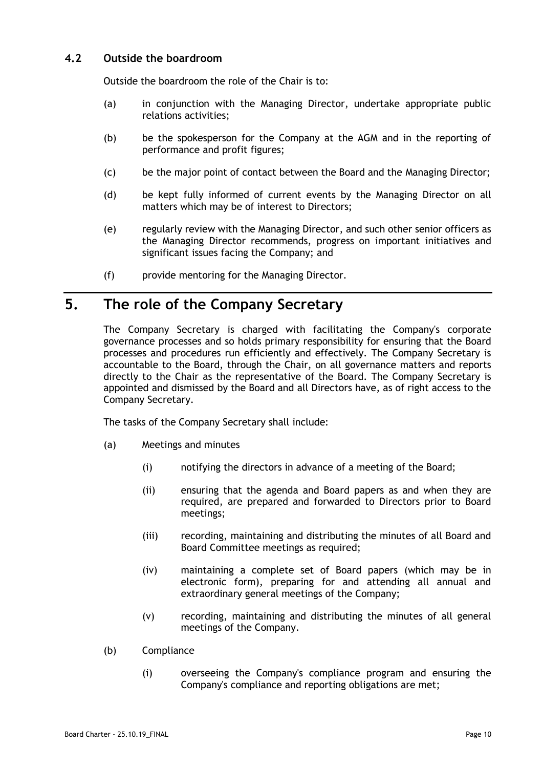### 4.2 Outside the boardroom

Outside the boardroom the role of the Chair is to:

(a) in conjunction with the Managing Director, undertake appropriate public relations activities;

(b) be the spokesperson for the Company at the AGM and in the reporting of performance and profit figures;

(c) be the major point of contact between the Board and the Managing Director;

(d) be kept fully informed of current events by the Managing Director on all matters which may be of interest to Directors;

(e) regularly review with the Managing Director, and such other senior officers as the Managing Director recommends, progress on important initiatives and significant issues facing the Company; and

(f) provide mentoring for the Managing Director.

## 5. The role of the Company Secretary

The Company Secretary is charged with facilitating the Company's corporate governance processes and so holds primary responsibility for ensuring that the Board processes and procedures run efficiently and effectively. The Company Secretary is accountable to the Board, through the Chair, on all governance matters and reports directly to the Chair as the representative of the Board. The Company Secretary is appointed and dismissed by the Board and all Directors have, as of right access to the Company Secretary.

The tasks of the Company Secretary shall include:

(a) Meetings and minutes

(i) notifying the directors in advance of a meeting of the Board;

(ii) ensuring that the agenda and Board papers as and when they are required, are prepared and forwarded to Directors prior to Board meetings;

(iii) recording, maintaining and distributing the minutes of all Board and Board Committee meetings as required;

(iv) maintaining a complete set of Board papers (which may be in electronic form), preparing for and attending all annual and extraordinary general meetings of the Company;

(v) recording, maintaining and distributing the minutes of all general meetings of the Company.

(b) Compliance

(i) overseeing the Company's compliance program and ensuring the Company's compliance and reporting obligations are met;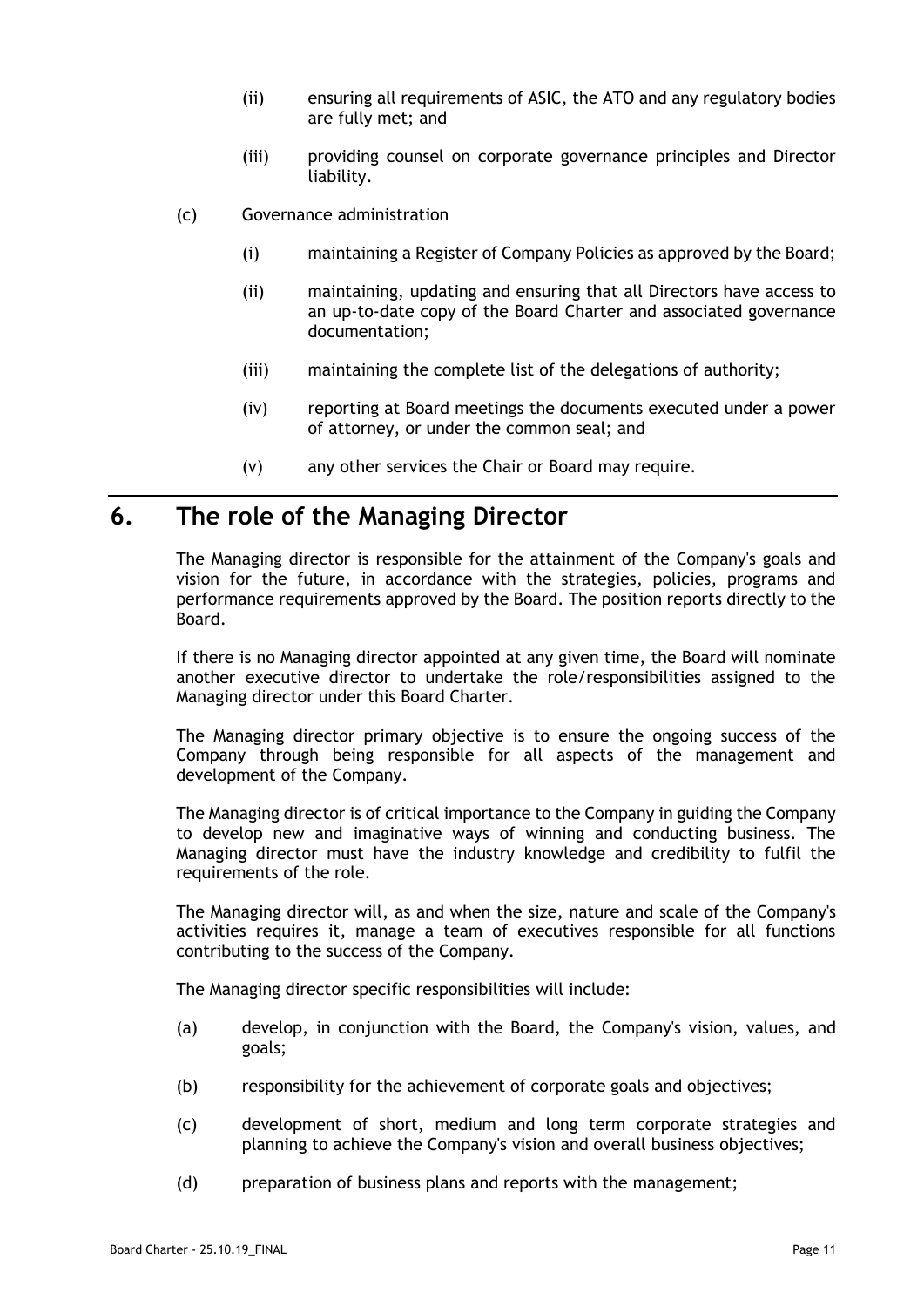(ii) ensuring all requirements of ASIC, the ATO and any regulatory bodies are fully met; and

(iii) providing counsel on corporate governance principles and Director liability.

(c) Governance administration

(i) maintaining a Register of Company Policies as approved by the Board;

(ii) maintaining, updating and ensuring that all Directors have access to an up-to-date copy of the Board Charter and associated governance documentation;

(iii) maintaining the complete list of the delegations of authority;

(iv) reporting at Board meetings the documents executed under a power of attorney, or under the common seal; and

(v) any other services the Chair or Board may require.

# 6. The role of the Managing Director

The Managing director is responsible for the attainment of the Company's goals and vision for the future, in accordance with the strategies, policies, programs and performance requirements approved by the Board. The position reports directly to the Board.

If there is no Managing director appointed at any given time, the Board will nominate another executive director to undertake the role/responsibilities assigned to the Managing director under this Board Charter.

The Managing director primary objective is to ensure the ongoing success of the Company through being responsible for all aspects of the management and development of the Company.

The Managing director is of critical importance to the Company in guiding the Company to develop new and imaginative ways of winning and conducting business. The Managing director must have the industry knowledge and credibility to fulfil the requirements of the role.

The Managing director will, as and when the size, nature and scale of the Company's activities requires it, manage a team of executives responsible for all functions contributing to the success of the Company.

The Managing director specific responsibilities will include:

(a) develop, in conjunction with the Board, the Company's vision, values, and goals;

(b) responsibility for the achievement of corporate goals and objectives;

(c) development of short, medium and long term corporate strategies and planning to achieve the Company's vision and overall business objectives;

(d) preparation of business plans and reports with the management;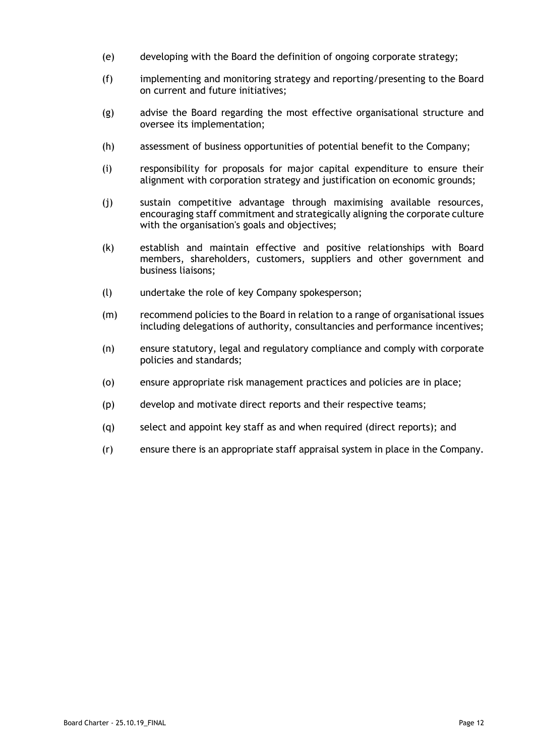(e) developing with the Board the definition of ongoing corporate strategy;

(f) implementing and monitoring strategy and reporting/presenting to the Board on current and future initiatives;

(g) advise the Board regarding the most effective organisational structure and oversee its implementation;

(h) assessment of business opportunities of potential benefit to the Company;

(i) responsibility for proposals for major capital expenditure to ensure their alignment with corporation strategy and justification on economic grounds;

(j) sustain competitive advantage through maximising available resources, encouraging staff commitment and strategically aligning the corporate culture with the organisation's goals and objectives;

(k) establish and maintain effective and positive relationships with Board members, shareholders, customers, suppliers and other government and business liaisons;

(l) undertake the role of key Company spokesperson;

(m) recommend policies to the Board in relation to a range of organisational issues including delegations of authority, consultancies and performance incentives;

(n) ensure statutory, legal and regulatory compliance and comply with corporate policies and standards;

(o) ensure appropriate risk management practices and policies are in place;

(p) develop and motivate direct reports and their respective teams;

(q) select and appoint key staff as and when required (direct reports); and

(r) ensure there is an appropriate staff appraisal system in place in the Company.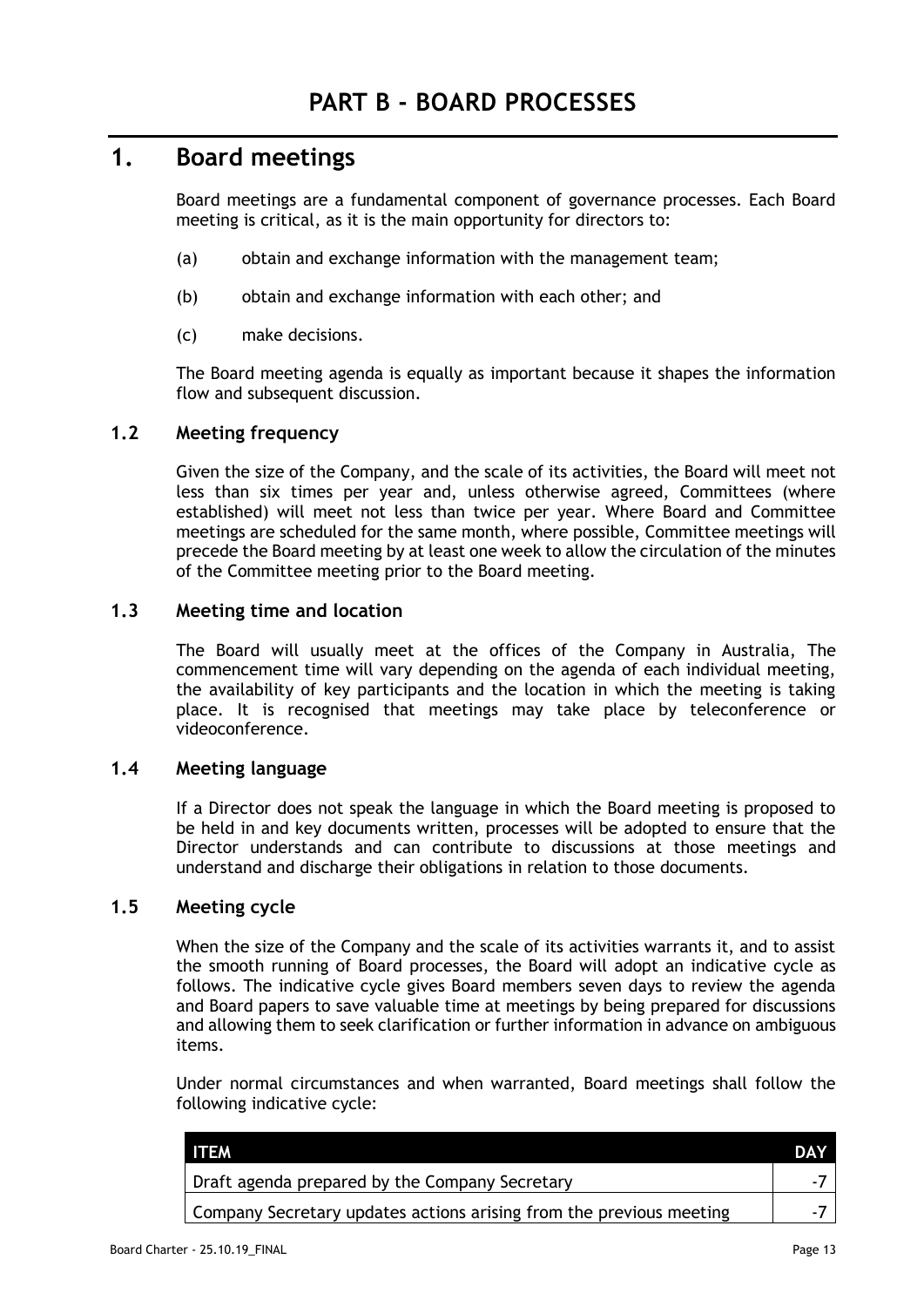# PART B - BOARD PROCESSES

## 1. Board meetings

Board meetings are a fundamental component of governance processes. Each Board meeting is critical, as it is the main opportunity for directors to:

(a) obtain and exchange information with the management team;

(b) obtain and exchange information with each other; and

(c) make decisions.

The Board meeting agenda is equally as important because it shapes the information flow and subsequent discussion.

### 1.2 Meeting frequency

Given the size of the Company, and the scale of its activities, the Board will meet not less than six times per year and, unless otherwise agreed, Committees (where established) will meet not less than twice per year. Where Board and Committee meetings are scheduled for the same month, where possible, Committee meetings will precede the Board meeting by at least one week to allow the circulation of the minutes of the Committee meeting prior to the Board meeting.

### 1.3 Meeting time and location

The Board will usually meet at the offices of the Company in Australia, The commencement time will vary depending on the agenda of each individual meeting, the availability of key participants and the location in which the meeting is taking place. It is recognised that meetings may take place by teleconference or videoconference.

### 1.4 Meeting language

If a Director does not speak the language in which the Board meeting is proposed to be held in and key documents written, processes will be adopted to ensure that the Director understands and can contribute to discussions at those meetings and understand and discharge their obligations in relation to those documents.

### 1.5 Meeting cycle

When the size of the Company and the scale of its activities warrants it, and to assist the smooth running of Board processes, the Board will adopt an indicative cycle as follows. The indicative cycle gives Board members seven days to review the agenda and Board papers to save valuable time at meetings by being prepared for discussions and allowing them to seek clarification or further information in advance on ambiguous items.

Under normal circumstances and when warranted, Board meetings shall follow the following indicative cycle:

| ITEM | DAY |
|---|---|
| Draft agenda prepared by the Company Secretary | -7 |
| Company Secretary updates actions arising from the previous meeting | -7 |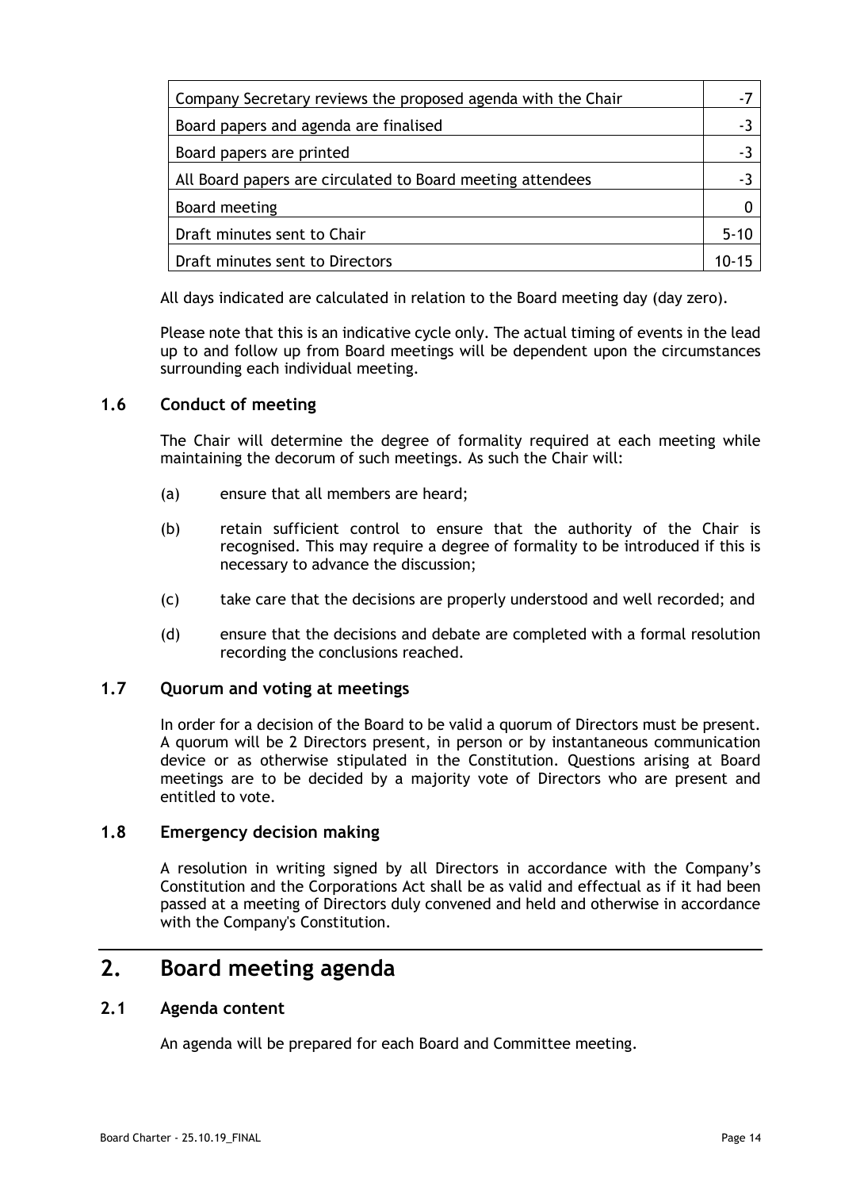| | |
|---|---|
| Company Secretary reviews the proposed agenda with the Chair | -7 |
| Board papers and agenda are finalised | -3 |
| Board papers are printed | -3 |
| All Board papers are circulated to Board meeting attendees | -3 |
| Board meeting | 0 |
| Draft minutes sent to Chair | 5-10 |
| Draft minutes sent to Directors | 10-15 |

All days indicated are calculated in relation to the Board meeting day (day zero).

Please note that this is an indicative cycle only. The actual timing of events in the lead up to and follow up from Board meetings will be dependent upon the circumstances surrounding each individual meeting.

### 1.6 Conduct of meeting

The Chair will determine the degree of formality required at each meeting while maintaining the decorum of such meetings. As such the Chair will:

(a) ensure that all members are heard;

(b) retain sufficient control to ensure that the authority of the Chair is recognised. This may require a degree of formality to be introduced if this is necessary to advance the discussion;

(c) take care that the decisions are properly understood and well recorded; and

(d) ensure that the decisions and debate are completed with a formal resolution recording the conclusions reached.

### 1.7 Quorum and voting at meetings

In order for a decision of the Board to be valid a quorum of Directors must be present. A quorum will be 2 Directors present, in person or by instantaneous communication device or as otherwise stipulated in the Constitution. Questions arising at Board meetings are to be decided by a majority vote of Directors who are present and entitled to vote.

### 1.8 Emergency decision making

A resolution in writing signed by all Directors in accordance with the Company's Constitution and the Corporations Act shall be as valid and effectual as if it had been passed at a meeting of Directors duly convened and held and otherwise in accordance with the Company's Constitution.

## 2. Board meeting agenda

### 2.1 Agenda content

An agenda will be prepared for each Board and Committee meeting.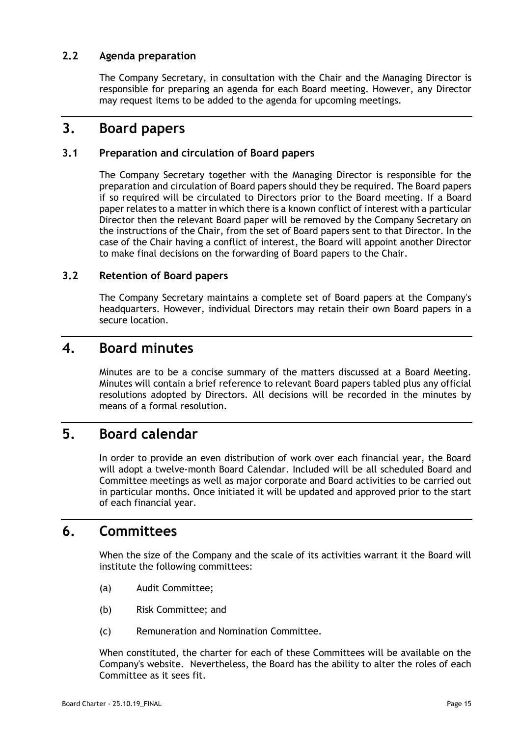### 2.2 Agenda preparation

The Company Secretary, in consultation with the Chair and the Managing Director is responsible for preparing an agenda for each Board meeting. However, any Director may request items to be added to the agenda for upcoming meetings.

## 3. Board papers

### 3.1 Preparation and circulation of Board papers

The Company Secretary together with the Managing Director is responsible for the preparation and circulation of Board papers should they be required. The Board papers if so required will be circulated to Directors prior to the Board meeting. If a Board paper relates to a matter in which there is a known conflict of interest with a particular Director then the relevant Board paper will be removed by the Company Secretary on the instructions of the Chair, from the set of Board papers sent to that Director. In the case of the Chair having a conflict of interest, the Board will appoint another Director to make final decisions on the forwarding of Board papers to the Chair.

### 3.2 Retention of Board papers

The Company Secretary maintains a complete set of Board papers at the Company's headquarters. However, individual Directors may retain their own Board papers in a secure location.

## 4. Board minutes

Minutes are to be a concise summary of the matters discussed at a Board Meeting. Minutes will contain a brief reference to relevant Board papers tabled plus any official resolutions adopted by Directors. All decisions will be recorded in the minutes by means of a formal resolution.

## 5. Board calendar

In order to provide an even distribution of work over each financial year, the Board will adopt a twelve-month Board Calendar. Included will be all scheduled Board and Committee meetings as well as major corporate and Board activities to be carried out in particular months. Once initiated it will be updated and approved prior to the start of each financial year.

## 6. Committees

When the size of the Company and the scale of its activities warrant it the Board will institute the following committees:

(a) Audit Committee;

(b) Risk Committee; and

(c) Remuneration and Nomination Committee.

When constituted, the charter for each of these Committees will be available on the Company's website. Nevertheless, the Board has the ability to alter the roles of each Committee as it sees fit.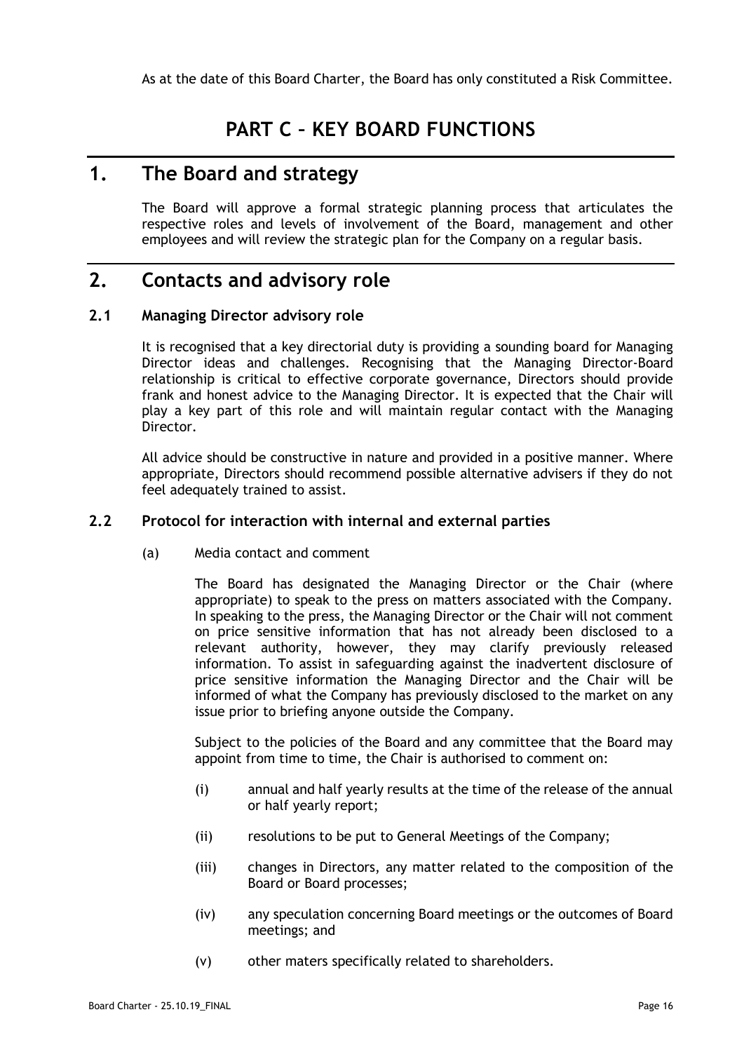As at the date of this Board Charter, the Board has only constituted a Risk Committee.

# PART C – KEY BOARD FUNCTIONS

## 1. The Board and strategy

The Board will approve a formal strategic planning process that articulates the respective roles and levels of involvement of the Board, management and other employees and will review the strategic plan for the Company on a regular basis.

## 2. Contacts and advisory role

### 2.1 Managing Director advisory role

It is recognised that a key directorial duty is providing a sounding board for Managing Director ideas and challenges. Recognising that the Managing Director-Board relationship is critical to effective corporate governance, Directors should provide frank and honest advice to the Managing Director. It is expected that the Chair will play a key part of this role and will maintain regular contact with the Managing Director.

All advice should be constructive in nature and provided in a positive manner. Where appropriate, Directors should recommend possible alternative advisers if they do not feel adequately trained to assist.

### 2.2 Protocol for interaction with internal and external parties

(a) Media contact and comment

The Board has designated the Managing Director or the Chair (where appropriate) to speak to the press on matters associated with the Company. In speaking to the press, the Managing Director or the Chair will not comment on price sensitive information that has not already been disclosed to a relevant authority, however, they may clarify previously released information. To assist in safeguarding against the inadvertent disclosure of price sensitive information the Managing Director and the Chair will be informed of what the Company has previously disclosed to the market on any issue prior to briefing anyone outside the Company.

Subject to the policies of the Board and any committee that the Board may appoint from time to time, the Chair is authorised to comment on:

(i) annual and half yearly results at the time of the release of the annual or half yearly report;

(ii) resolutions to be put to General Meetings of the Company;

(iii) changes in Directors, any matter related to the composition of the Board or Board processes;

(iv) any speculation concerning Board meetings or the outcomes of Board meetings; and

(v) other maters specifically related to shareholders.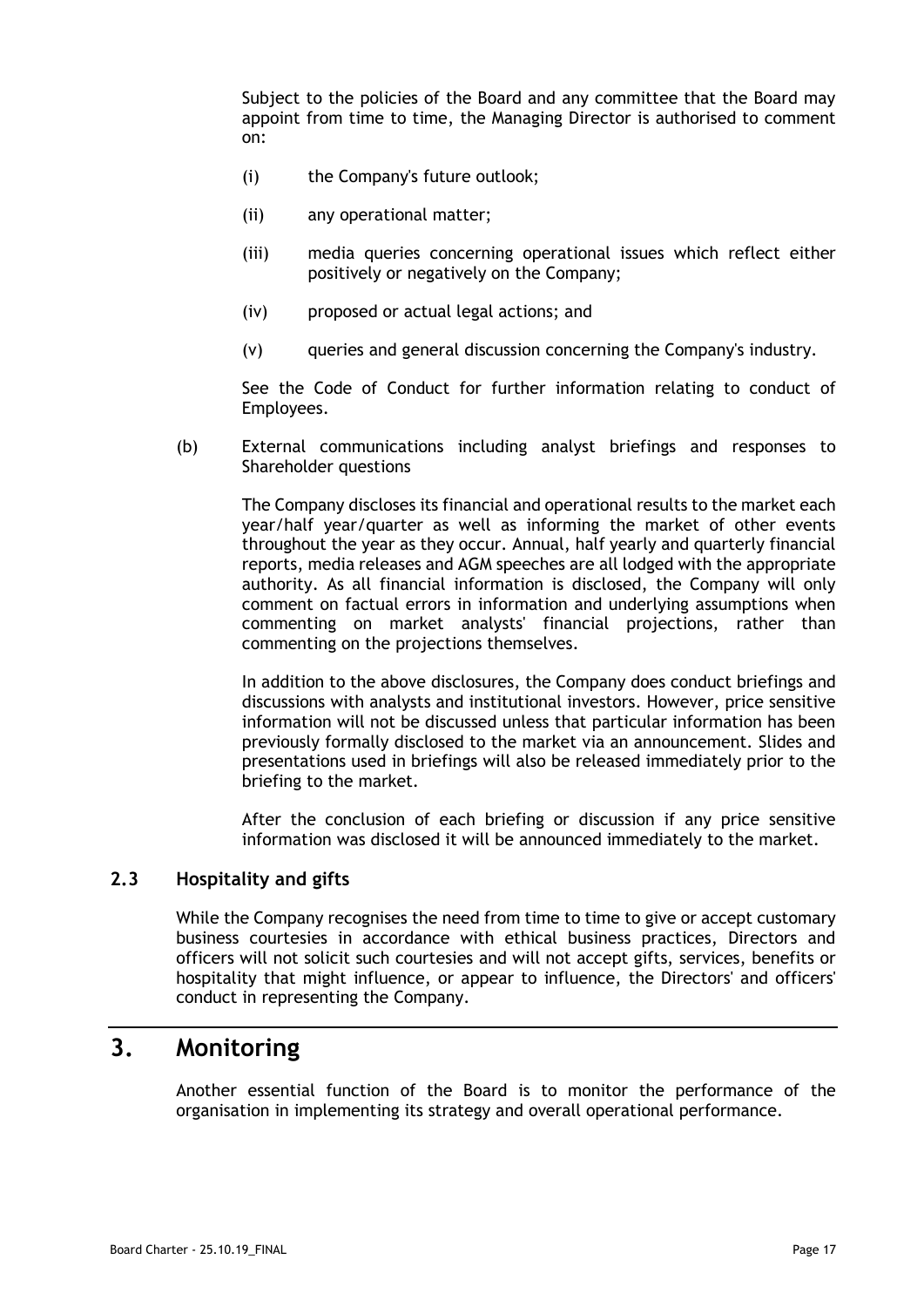Subject to the policies of the Board and any committee that the Board may appoint from time to time, the Managing Director is authorised to comment on:

(i) the Company's future outlook;

(ii) any operational matter;

(iii) media queries concerning operational issues which reflect either positively or negatively on the Company;

(iv) proposed or actual legal actions; and

(v) queries and general discussion concerning the Company's industry.

See the Code of Conduct for further information relating to conduct of Employees.

(b) External communications including analyst briefings and responses to Shareholder questions

The Company discloses its financial and operational results to the market each year/half year/quarter as well as informing the market of other events throughout the year as they occur. Annual, half yearly and quarterly financial reports, media releases and AGM speeches are all lodged with the appropriate authority. As all financial information is disclosed, the Company will only comment on factual errors in information and underlying assumptions when commenting on market analysts' financial projections, rather than commenting on the projections themselves.

In addition to the above disclosures, the Company does conduct briefings and discussions with analysts and institutional investors. However, price sensitive information will not be discussed unless that particular information has been previously formally disclosed to the market via an announcement. Slides and presentations used in briefings will also be released immediately prior to the briefing to the market.

After the conclusion of each briefing or discussion if any price sensitive information was disclosed it will be announced immediately to the market.

### 2.3 Hospitality and gifts

While the Company recognises the need from time to time to give or accept customary business courtesies in accordance with ethical business practices, Directors and officers will not solicit such courtesies and will not accept gifts, services, benefits or hospitality that might influence, or appear to influence, the Directors' and officers' conduct in representing the Company.

## 3. Monitoring

Another essential function of the Board is to monitor the performance of the organisation in implementing its strategy and overall operational performance.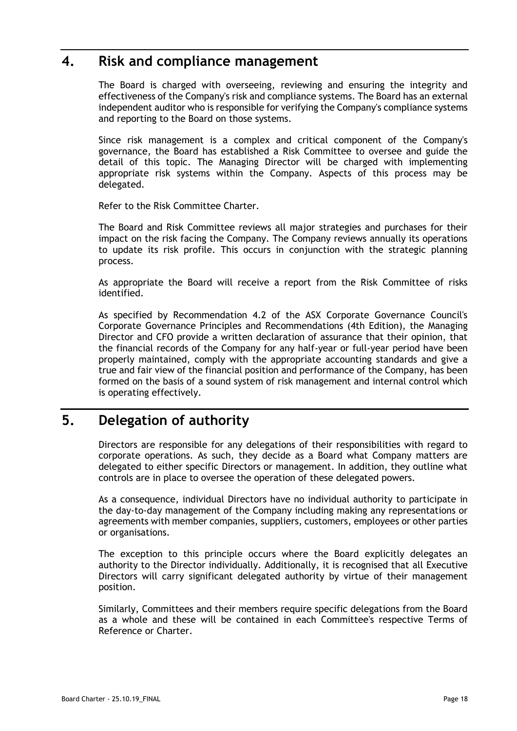## 4. Risk and compliance management

The Board is charged with overseeing, reviewing and ensuring the integrity and effectiveness of the Company's risk and compliance systems. The Board has an external independent auditor who is responsible for verifying the Company's compliance systems and reporting to the Board on those systems.

Since risk management is a complex and critical component of the Company's governance, the Board has established a Risk Committee to oversee and guide the detail of this topic. The Managing Director will be charged with implementing appropriate risk systems within the Company. Aspects of this process may be delegated.

Refer to the Risk Committee Charter.

The Board and Risk Committee reviews all major strategies and purchases for their impact on the risk facing the Company. The Company reviews annually its operations to update its risk profile. This occurs in conjunction with the strategic planning process.

As appropriate the Board will receive a report from the Risk Committee of risks identified.

As specified by Recommendation 4.2 of the ASX Corporate Governance Council's Corporate Governance Principles and Recommendations (4th Edition), the Managing Director and CFO provide a written declaration of assurance that their opinion, that the financial records of the Company for any half-year or full-year period have been properly maintained, comply with the appropriate accounting standards and give a true and fair view of the financial position and performance of the Company, has been formed on the basis of a sound system of risk management and internal control which is operating effectively.

## 5. Delegation of authority

Directors are responsible for any delegations of their responsibilities with regard to corporate operations. As such, they decide as a Board what Company matters are delegated to either specific Directors or management. In addition, they outline what controls are in place to oversee the operation of these delegated powers.

As a consequence, individual Directors have no individual authority to participate in the day-to-day management of the Company including making any representations or agreements with member companies, suppliers, customers, employees or other parties or organisations.

The exception to this principle occurs where the Board explicitly delegates an authority to the Director individually. Additionally, it is recognised that all Executive Directors will carry significant delegated authority by virtue of their management position.

Similarly, Committees and their members require specific delegations from the Board as a whole and these will be contained in each Committee's respective Terms of Reference or Charter.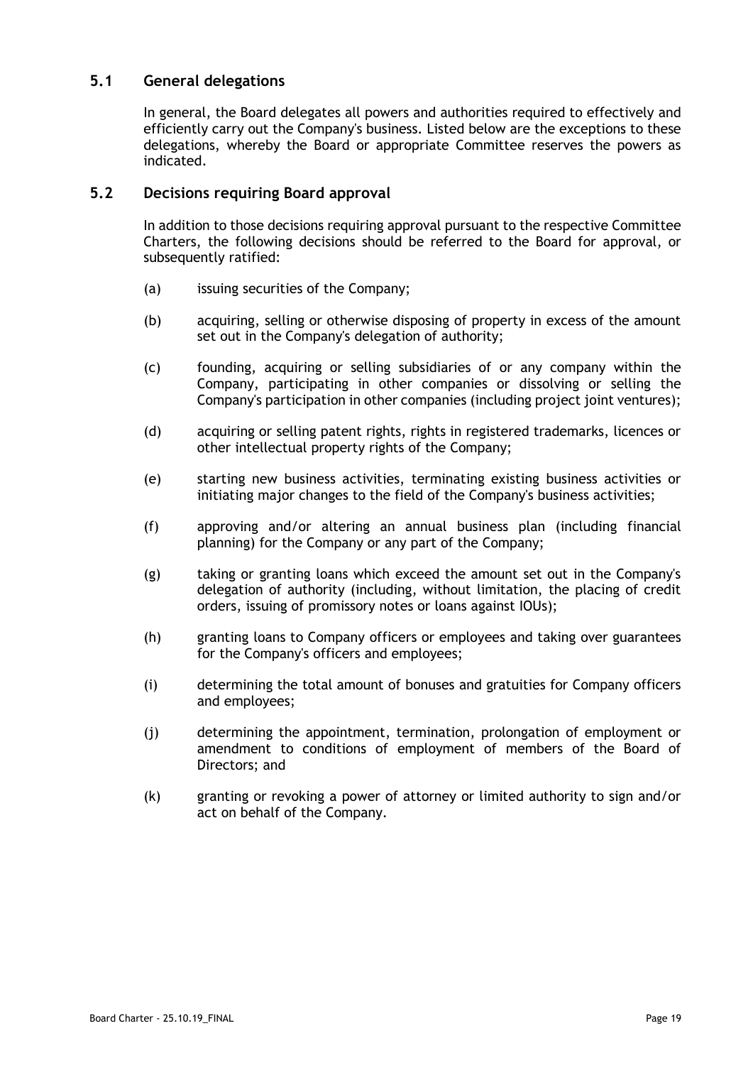## 5.1 General delegations

In general, the Board delegates all powers and authorities required to effectively and efficiently carry out the Company's business. Listed below are the exceptions to these delegations, whereby the Board or appropriate Committee reserves the powers as indicated.

## 5.2 Decisions requiring Board approval

In addition to those decisions requiring approval pursuant to the respective Committee Charters, the following decisions should be referred to the Board for approval, or subsequently ratified:

(a) issuing securities of the Company;

(b) acquiring, selling or otherwise disposing of property in excess of the amount set out in the Company's delegation of authority;

(c) founding, acquiring or selling subsidiaries of or any company within the Company, participating in other companies or dissolving or selling the Company's participation in other companies (including project joint ventures);

(d) acquiring or selling patent rights, rights in registered trademarks, licences or other intellectual property rights of the Company;

(e) starting new business activities, terminating existing business activities or initiating major changes to the field of the Company's business activities;

(f) approving and/or altering an annual business plan (including financial planning) for the Company or any part of the Company;

(g) taking or granting loans which exceed the amount set out in the Company's delegation of authority (including, without limitation, the placing of credit orders, issuing of promissory notes or loans against IOUs);

(h) granting loans to Company officers or employees and taking over guarantees for the Company's officers and employees;

(i) determining the total amount of bonuses and gratuities for Company officers and employees;

(j) determining the appointment, termination, prolongation of employment or amendment to conditions of employment of members of the Board of Directors; and

(k) granting or revoking a power of attorney or limited authority to sign and/or act on behalf of the Company.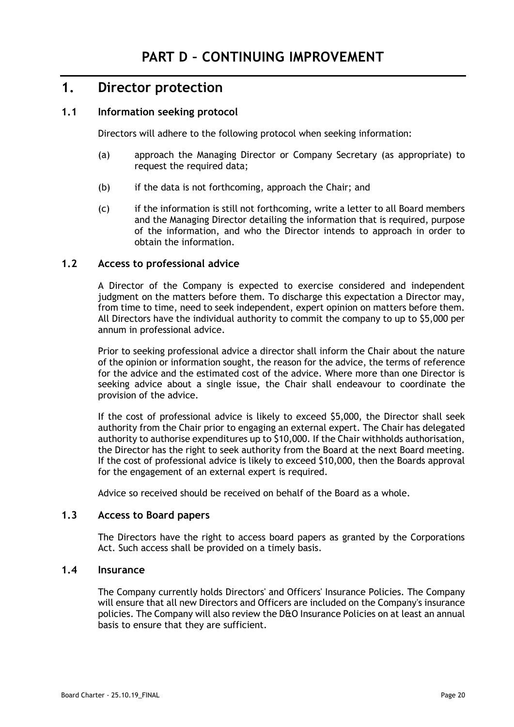# PART D – CONTINUING IMPROVEMENT

## 1. Director protection

### 1.1 Information seeking protocol

Directors will adhere to the following protocol when seeking information:

(a) approach the Managing Director or Company Secretary (as appropriate) to request the required data;

(b) if the data is not forthcoming, approach the Chair; and

(c) if the information is still not forthcoming, write a letter to all Board members and the Managing Director detailing the information that is required, purpose of the information, and who the Director intends to approach in order to obtain the information.

### 1.2 Access to professional advice

A Director of the Company is expected to exercise considered and independent judgment on the matters before them. To discharge this expectation a Director may, from time to time, need to seek independent, expert opinion on matters before them. All Directors have the individual authority to commit the company to up to $5,000 per annum in professional advice.

Prior to seeking professional advice a director shall inform the Chair about the nature of the opinion or information sought, the reason for the advice, the terms of reference for the advice and the estimated cost of the advice. Where more than one Director is seeking advice about a single issue, the Chair shall endeavour to coordinate the provision of the advice.

If the cost of professional advice is likely to exceed $5,000, the Director shall seek authority from the Chair prior to engaging an external expert. The Chair has delegated authority to authorise expenditures up to $10,000. If the Chair withholds authorisation, the Director has the right to seek authority from the Board at the next Board meeting. If the cost of professional advice is likely to exceed $10,000, then the Boards approval for the engagement of an external expert is required.

Advice so received should be received on behalf of the Board as a whole.

### 1.3 Access to Board papers

The Directors have the right to access board papers as granted by the Corporations Act. Such access shall be provided on a timely basis.

### 1.4 Insurance

The Company currently holds Directors' and Officers' Insurance Policies. The Company will ensure that all new Directors and Officers are included on the Company's insurance policies. The Company will also review the D&O Insurance Policies on at least an annual basis to ensure that they are sufficient.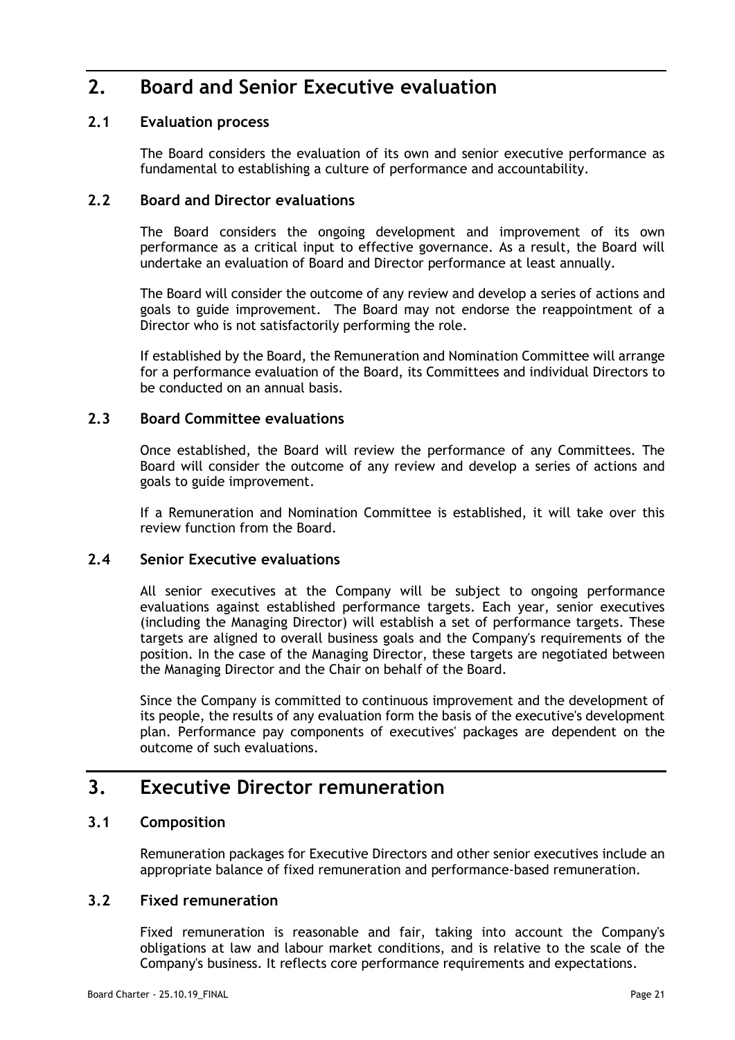# 2. Board and Senior Executive evaluation

## 2.1 Evaluation process

The Board considers the evaluation of its own and senior executive performance as fundamental to establishing a culture of performance and accountability.

## 2.2 Board and Director evaluations

The Board considers the ongoing development and improvement of its own performance as a critical input to effective governance. As a result, the Board will undertake an evaluation of Board and Director performance at least annually.

The Board will consider the outcome of any review and develop a series of actions and goals to guide improvement. The Board may not endorse the reappointment of a Director who is not satisfactorily performing the role.

If established by the Board, the Remuneration and Nomination Committee will arrange for a performance evaluation of the Board, its Committees and individual Directors to be conducted on an annual basis.

## 2.3 Board Committee evaluations

Once established, the Board will review the performance of any Committees. The Board will consider the outcome of any review and develop a series of actions and goals to guide improvement.

If a Remuneration and Nomination Committee is established, it will take over this review function from the Board.

## 2.4 Senior Executive evaluations

All senior executives at the Company will be subject to ongoing performance evaluations against established performance targets. Each year, senior executives (including the Managing Director) will establish a set of performance targets. These targets are aligned to overall business goals and the Company's requirements of the position. In the case of the Managing Director, these targets are negotiated between the Managing Director and the Chair on behalf of the Board.

Since the Company is committed to continuous improvement and the development of its people, the results of any evaluation form the basis of the executive's development plan. Performance pay components of executives' packages are dependent on the outcome of such evaluations.

# 3. Executive Director remuneration

## 3.1 Composition

Remuneration packages for Executive Directors and other senior executives include an appropriate balance of fixed remuneration and performance-based remuneration.

## 3.2 Fixed remuneration

Fixed remuneration is reasonable and fair, taking into account the Company's obligations at law and labour market conditions, and is relative to the scale of the Company's business. It reflects core performance requirements and expectations.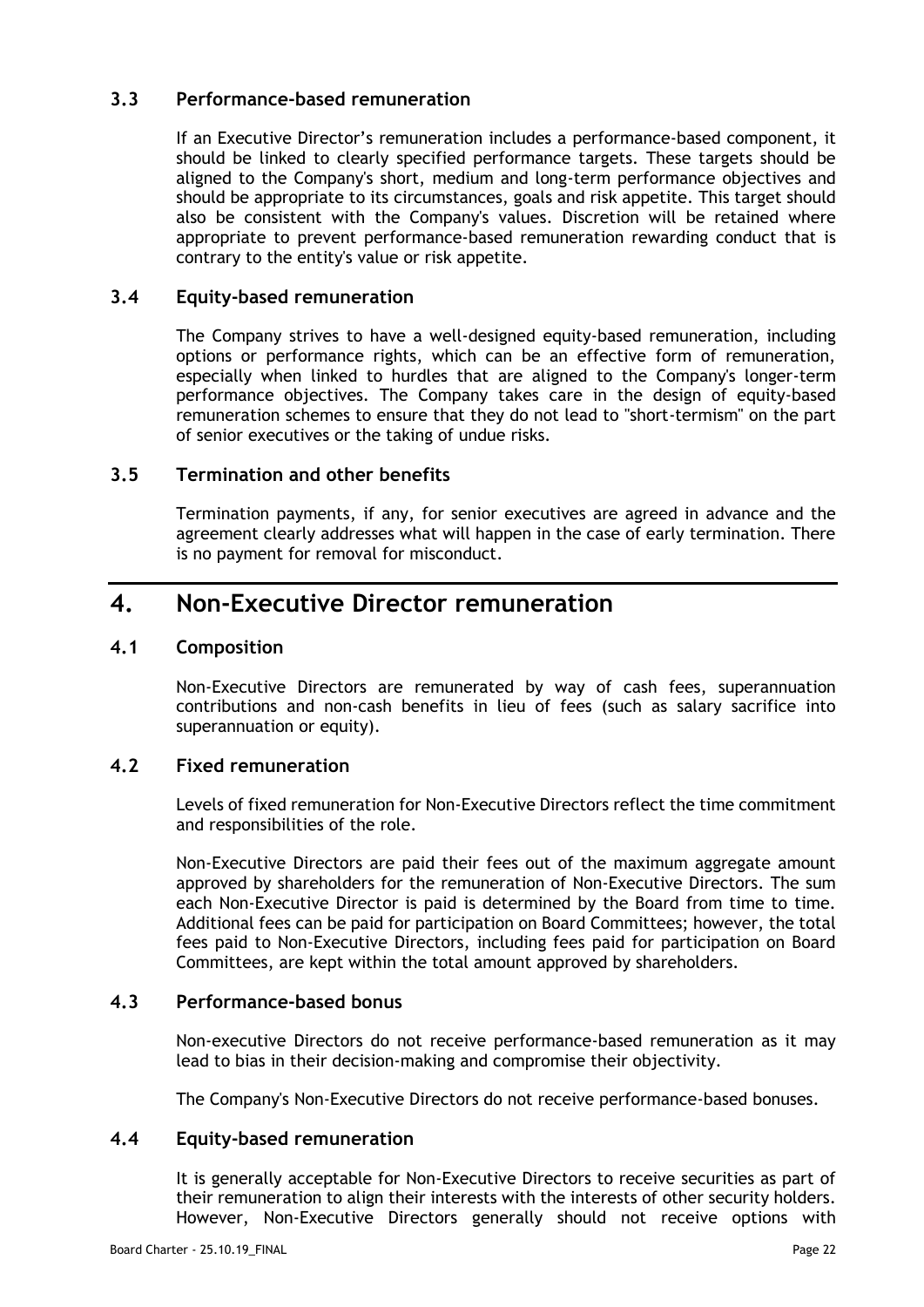### 3.3 Performance-based remuneration

If an Executive Director's remuneration includes a performance-based component, it should be linked to clearly specified performance targets. These targets should be aligned to the Company's short, medium and long-term performance objectives and should be appropriate to its circumstances, goals and risk appetite. This target should also be consistent with the Company's values. Discretion will be retained where appropriate to prevent performance-based remuneration rewarding conduct that is contrary to the entity's value or risk appetite.

### 3.4 Equity-based remuneration

The Company strives to have a well-designed equity-based remuneration, including options or performance rights, which can be an effective form of remuneration, especially when linked to hurdles that are aligned to the Company's longer-term performance objectives. The Company takes care in the design of equity-based remuneration schemes to ensure that they do not lead to "short-termism" on the part of senior executives or the taking of undue risks.

### 3.5 Termination and other benefits

Termination payments, if any, for senior executives are agreed in advance and the agreement clearly addresses what will happen in the case of early termination. There is no payment for removal for misconduct.

## 4. Non-Executive Director remuneration

### 4.1 Composition

Non-Executive Directors are remunerated by way of cash fees, superannuation contributions and non-cash benefits in lieu of fees (such as salary sacrifice into superannuation or equity).

### 4.2 Fixed remuneration

Levels of fixed remuneration for Non-Executive Directors reflect the time commitment and responsibilities of the role.

Non-Executive Directors are paid their fees out of the maximum aggregate amount approved by shareholders for the remuneration of Non-Executive Directors. The sum each Non-Executive Director is paid is determined by the Board from time to time. Additional fees can be paid for participation on Board Committees; however, the total fees paid to Non-Executive Directors, including fees paid for participation on Board Committees, are kept within the total amount approved by shareholders.

### 4.3 Performance-based bonus

Non-executive Directors do not receive performance-based remuneration as it may lead to bias in their decision-making and compromise their objectivity.

The Company's Non-Executive Directors do not receive performance-based bonuses.

### 4.4 Equity-based remuneration

It is generally acceptable for Non-Executive Directors to receive securities as part of their remuneration to align their interests with the interests of other security holders. However, Non-Executive Directors generally should not receive options with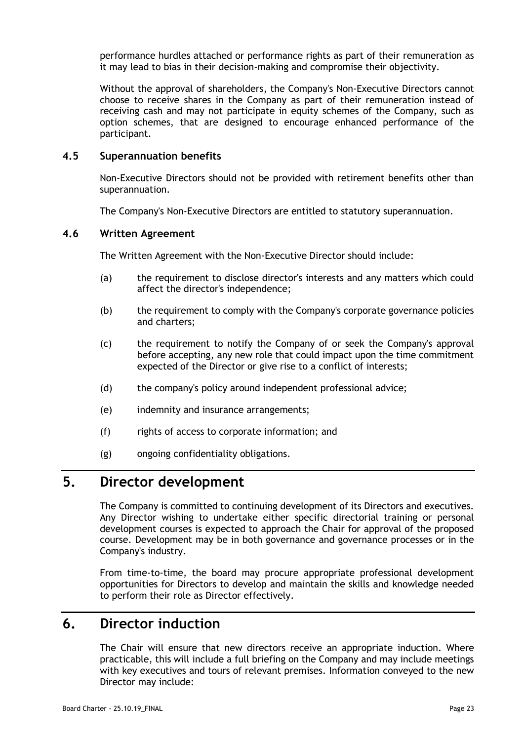performance hurdles attached or performance rights as part of their remuneration as it may lead to bias in their decision-making and compromise their objectivity.

Without the approval of shareholders, the Company's Non-Executive Directors cannot choose to receive shares in the Company as part of their remuneration instead of receiving cash and may not participate in equity schemes of the Company, such as option schemes, that are designed to encourage enhanced performance of the participant.

### 4.5 Superannuation benefits

Non-Executive Directors should not be provided with retirement benefits other than superannuation.

The Company's Non-Executive Directors are entitled to statutory superannuation.

### 4.6 Written Agreement

The Written Agreement with the Non-Executive Director should include:

(a) the requirement to disclose director's interests and any matters which could affect the director's independence;

(b) the requirement to comply with the Company's corporate governance policies and charters;

(c) the requirement to notify the Company of or seek the Company's approval before accepting, any new role that could impact upon the time commitment expected of the Director or give rise to a conflict of interests;

(d) the company's policy around independent professional advice;

(e) indemnity and insurance arrangements;

(f) rights of access to corporate information; and

(g) ongoing confidentiality obligations.

## 5. Director development

The Company is committed to continuing development of its Directors and executives. Any Director wishing to undertake either specific directorial training or personal development courses is expected to approach the Chair for approval of the proposed course. Development may be in both governance and governance processes or in the Company's industry.

From time-to-time, the board may procure appropriate professional development opportunities for Directors to develop and maintain the skills and knowledge needed to perform their role as Director effectively.

## 6. Director induction

The Chair will ensure that new directors receive an appropriate induction. Where practicable, this will include a full briefing on the Company and may include meetings with key executives and tours of relevant premises. Information conveyed to the new Director may include: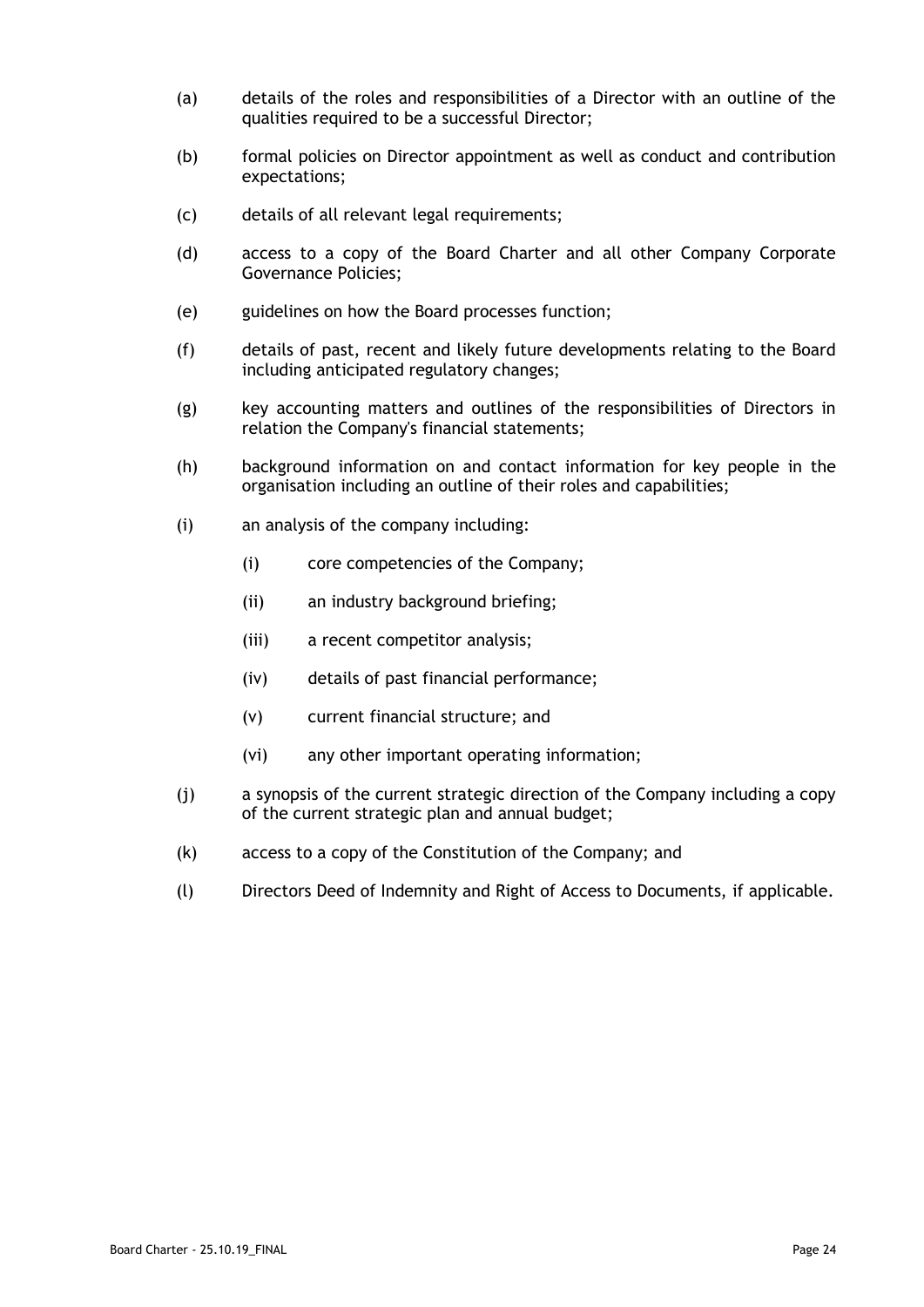(a) details of the roles and responsibilities of a Director with an outline of the qualities required to be a successful Director;

(b) formal policies on Director appointment as well as conduct and contribution expectations;

(c) details of all relevant legal requirements;

(d) access to a copy of the Board Charter and all other Company Corporate Governance Policies;

(e) guidelines on how the Board processes function;

(f) details of past, recent and likely future developments relating to the Board including anticipated regulatory changes;

(g) key accounting matters and outlines of the responsibilities of Directors in relation the Company's financial statements;

(h) background information on and contact information for key people in the organisation including an outline of their roles and capabilities;

(i) an analysis of the company including:

  (i) core competencies of the Company;

  (ii) an industry background briefing;

  (iii) a recent competitor analysis;

  (iv) details of past financial performance;

  (v) current financial structure; and

  (vi) any other important operating information;

(j) a synopsis of the current strategic direction of the Company including a copy of the current strategic plan and annual budget;

(k) access to a copy of the Constitution of the Company; and

(l) Directors Deed of Indemnity and Right of Access to Documents, if applicable.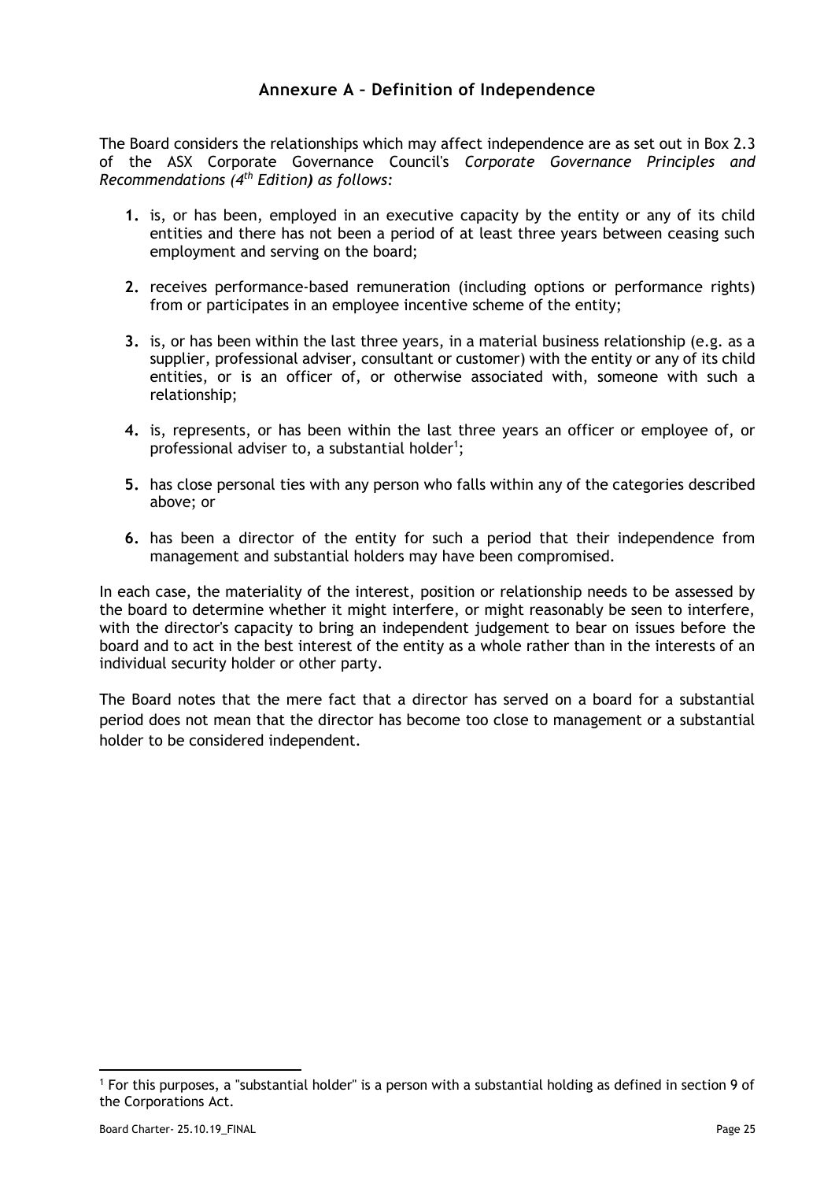## Annexure A – Definition of Independence

The Board considers the relationships which may affect independence are as set out in Box 2.3 of the ASX Corporate Governance Council's *Corporate Governance Principles and Recommendations (4th Edition) as follows:*

1. is, or has been, employed in an executive capacity by the entity or any of its child entities and there has not been a period of at least three years between ceasing such employment and serving on the board;
2. receives performance-based remuneration (including options or performance rights) from or participates in an employee incentive scheme of the entity;
3. is, or has been within the last three years, in a material business relationship (e.g. as a supplier, professional adviser, consultant or customer) with the entity or any of its child entities, or is an officer of, or otherwise associated with, someone with such a relationship;
4. is, represents, or has been within the last three years an officer or employee of, or professional adviser to, a substantial holder[1];
5. has close personal ties with any person who falls within any of the categories described above; or
6. has been a director of the entity for such a period that their independence from management and substantial holders may have been compromised.

In each case, the materiality of the interest, position or relationship needs to be assessed by the board to determine whether it might interfere, or might reasonably be seen to interfere, with the director's capacity to bring an independent judgement to bear on issues before the board and to act in the best interest of the entity as a whole rather than in the interests of an individual security holder or other party.

The Board notes that the mere fact that a director has served on a board for a substantial period does not mean that the director has become too close to management or a substantial holder to be considered independent.

[1] For this purposes, a "substantial holder" is a person with a substantial holding as defined in section 9 of the Corporations Act.